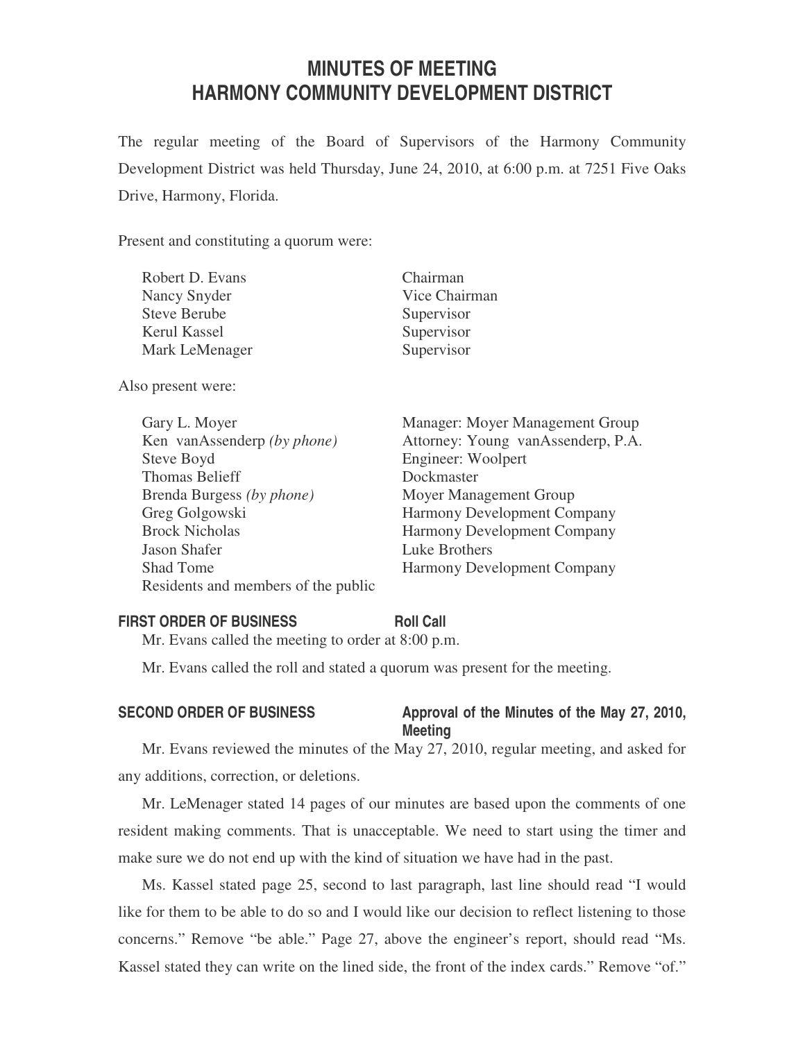# MINUTES OF MEETING
# HARMONY COMMUNITY DEVELOPMENT DISTRICT

The regular meeting of the Board of Supervisors of the Harmony Community Development District was held Thursday, June 24, 2010, at 6:00 p.m. at 7251 Five Oaks Drive, Harmony, Florida.

Present and constituting a quorum were:

| | |
|---|---|
| Robert D. Evans | Chairman |
| Nancy Snyder | Vice Chairman |
| Steve Berube | Supervisor |
| Kerul Kassel | Supervisor |
| Mark LeMenager | Supervisor |

Also present were:

| | |
|---|---|
| Gary L. Moyer | Manager: Moyer Management Group |
| Ken vanAssenderp *(by phone)* | Attorney: Young vanAssenderp, P.A. |
| Steve Boyd | Engineer: Woolpert |
| Thomas Belieff | Dockmaster |
| Brenda Burgess *(by phone)* | Moyer Management Group |
| Greg Golgowski | Harmony Development Company |
| Brock Nicholas | Harmony Development Company |
| Jason Shafer | Luke Brothers |
| Shad Tome | Harmony Development Company |
| Residents and members of the public | |

**FIRST ORDER OF BUSINESS** **Roll Call**

Mr. Evans called the meeting to order at 8:00 p.m.

Mr. Evans called the roll and stated a quorum was present for the meeting.

**SECOND ORDER OF BUSINESS** **Approval of the Minutes of the May 27, 2010, Meeting**

Mr. Evans reviewed the minutes of the May 27, 2010, regular meeting, and asked for any additions, correction, or deletions.

Mr. LeMenager stated 14 pages of our minutes are based upon the comments of one resident making comments. That is unacceptable. We need to start using the timer and make sure we do not end up with the kind of situation we have had in the past.

Ms. Kassel stated page 25, second to last paragraph, last line should read "I would like for them to be able to do so and I would like our decision to reflect listening to those concerns." Remove "be able." Page 27, above the engineer's report, should read "Ms. Kassel stated they can write on the lined side, the front of the index cards." Remove "of."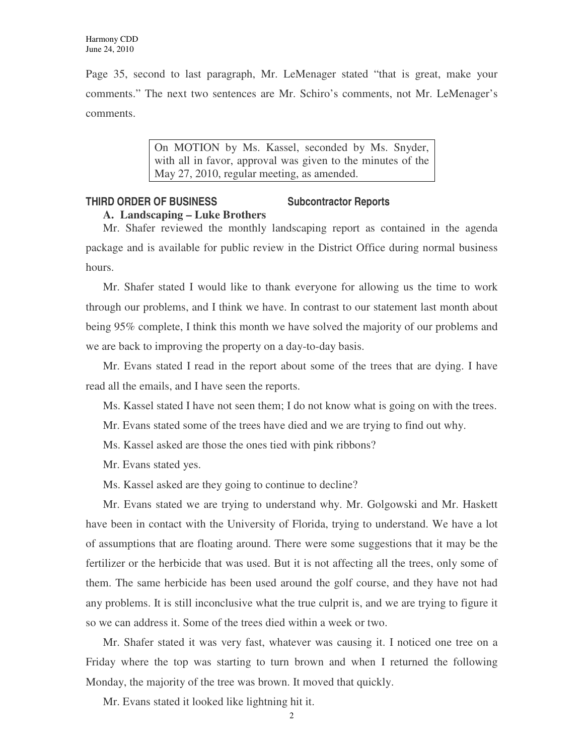Page 35, second to last paragraph, Mr. LeMenager stated "that is great, make your comments." The next two sentences are Mr. Schiro's comments, not Mr. LeMenager's comments.

> On MOTION by Ms. Kassel, seconded by Ms. Snyder, with all in favor, approval was given to the minutes of the May 27, 2010, regular meeting, as amended.

### THIRD ORDER OF BUSINESS Subcontractor Reports

**A. Landscaping – Luke Brothers**

Mr. Shafer reviewed the monthly landscaping report as contained in the agenda package and is available for public review in the District Office during normal business hours.

Mr. Shafer stated I would like to thank everyone for allowing us the time to work through our problems, and I think we have. In contrast to our statement last month about being 95% complete, I think this month we have solved the majority of our problems and we are back to improving the property on a day-to-day basis.

Mr. Evans stated I read in the report about some of the trees that are dying. I have read all the emails, and I have seen the reports.

Ms. Kassel stated I have not seen them; I do not know what is going on with the trees.

Mr. Evans stated some of the trees have died and we are trying to find out why.

Ms. Kassel asked are those the ones tied with pink ribbons?

Mr. Evans stated yes.

Ms. Kassel asked are they going to continue to decline?

Mr. Evans stated we are trying to understand why. Mr. Golgowski and Mr. Haskett have been in contact with the University of Florida, trying to understand. We have a lot of assumptions that are floating around. There were some suggestions that it may be the fertilizer or the herbicide that was used. But it is not affecting all the trees, only some of them. The same herbicide has been used around the golf course, and they have not had any problems. It is still inconclusive what the true culprit is, and we are trying to figure it so we can address it. Some of the trees died within a week or two.

Mr. Shafer stated it was very fast, whatever was causing it. I noticed one tree on a Friday where the top was starting to turn brown and when I returned the following Monday, the majority of the tree was brown. It moved that quickly.

Mr. Evans stated it looked like lightning hit it.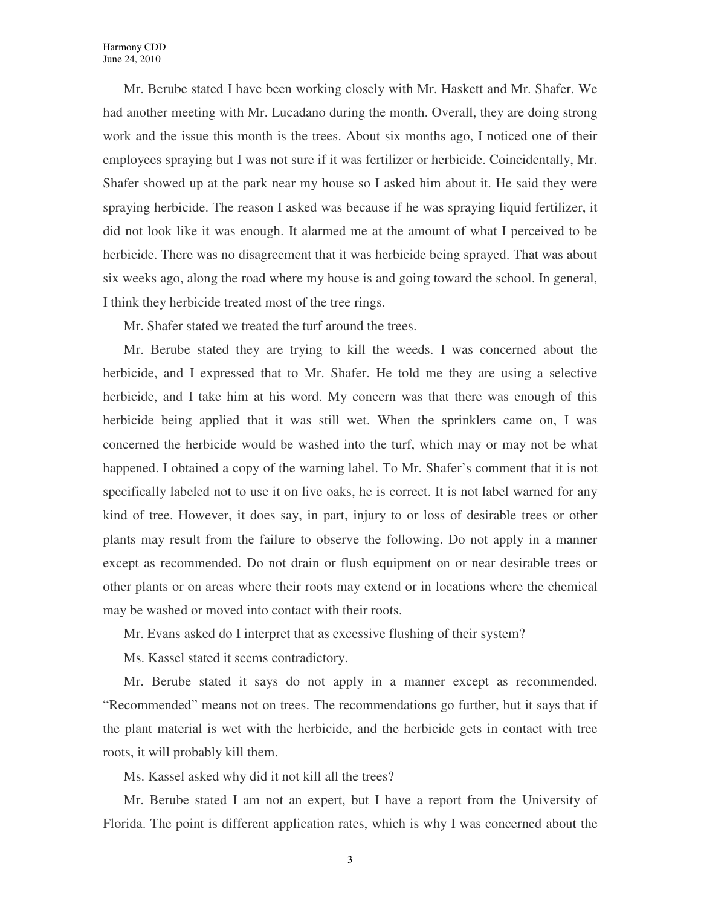Mr. Berube stated I have been working closely with Mr. Haskett and Mr. Shafer. We had another meeting with Mr. Lucadano during the month. Overall, they are doing strong work and the issue this month is the trees. About six months ago, I noticed one of their employees spraying but I was not sure if it was fertilizer or herbicide. Coincidentally, Mr. Shafer showed up at the park near my house so I asked him about it. He said they were spraying herbicide. The reason I asked was because if he was spraying liquid fertilizer, it did not look like it was enough. It alarmed me at the amount of what I perceived to be herbicide. There was no disagreement that it was herbicide being sprayed. That was about six weeks ago, along the road where my house is and going toward the school. In general, I think they herbicide treated most of the tree rings.

Mr. Shafer stated we treated the turf around the trees.

Mr. Berube stated they are trying to kill the weeds. I was concerned about the herbicide, and I expressed that to Mr. Shafer. He told me they are using a selective herbicide, and I take him at his word. My concern was that there was enough of this herbicide being applied that it was still wet. When the sprinklers came on, I was concerned the herbicide would be washed into the turf, which may or may not be what happened. I obtained a copy of the warning label. To Mr. Shafer's comment that it is not specifically labeled not to use it on live oaks, he is correct. It is not label warned for any kind of tree. However, it does say, in part, injury to or loss of desirable trees or other plants may result from the failure to observe the following. Do not apply in a manner except as recommended. Do not drain or flush equipment on or near desirable trees or other plants or on areas where their roots may extend or in locations where the chemical may be washed or moved into contact with their roots.

Mr. Evans asked do I interpret that as excessive flushing of their system?

Ms. Kassel stated it seems contradictory.

Mr. Berube stated it says do not apply in a manner except as recommended. "Recommended" means not on trees. The recommendations go further, but it says that if the plant material is wet with the herbicide, and the herbicide gets in contact with tree roots, it will probably kill them.

Ms. Kassel asked why did it not kill all the trees?

Mr. Berube stated I am not an expert, but I have a report from the University of Florida. The point is different application rates, which is why I was concerned about the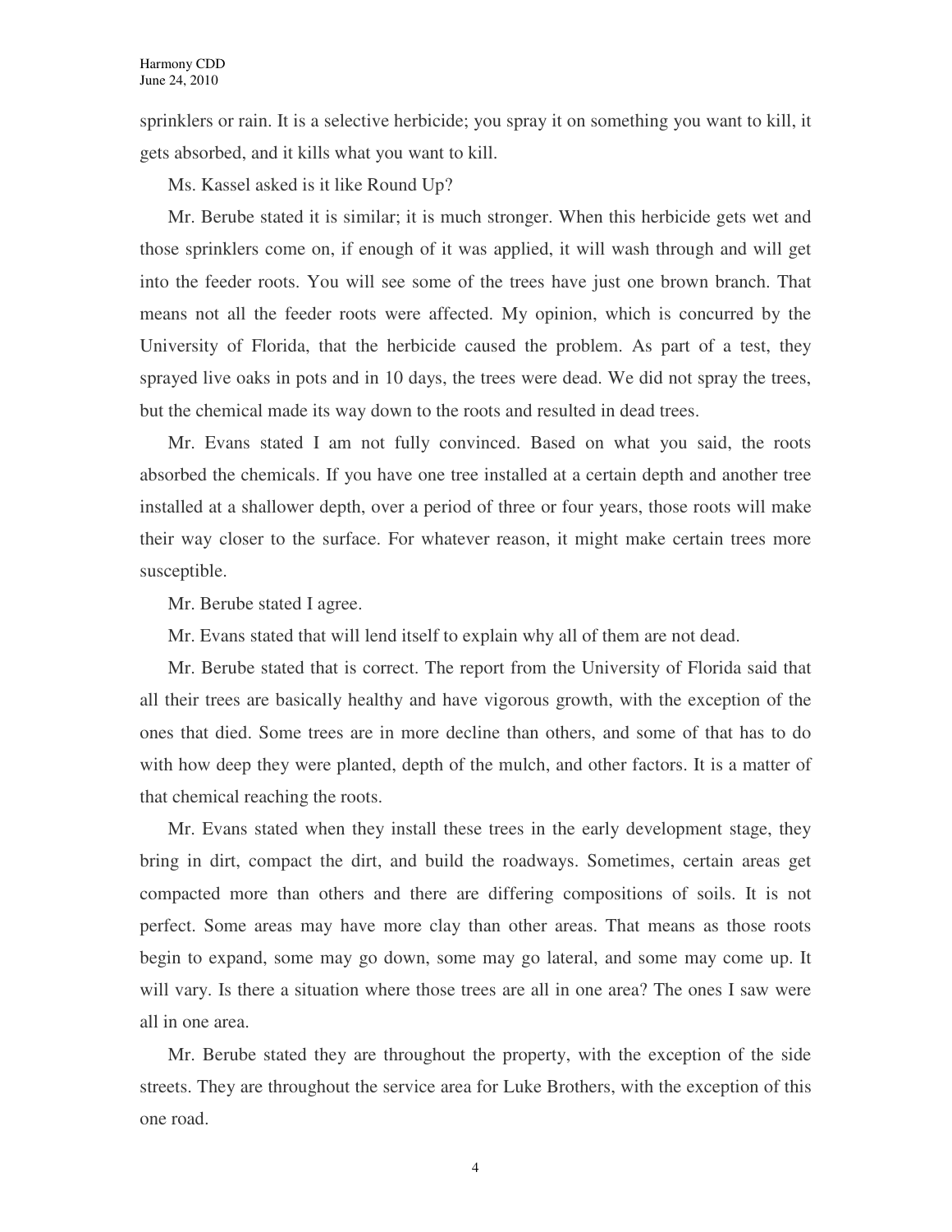sprinklers or rain. It is a selective herbicide; you spray it on something you want to kill, it gets absorbed, and it kills what you want to kill.

Ms. Kassel asked is it like Round Up?

Mr. Berube stated it is similar; it is much stronger. When this herbicide gets wet and those sprinklers come on, if enough of it was applied, it will wash through and will get into the feeder roots. You will see some of the trees have just one brown branch. That means not all the feeder roots were affected. My opinion, which is concurred by the University of Florida, that the herbicide caused the problem. As part of a test, they sprayed live oaks in pots and in 10 days, the trees were dead. We did not spray the trees, but the chemical made its way down to the roots and resulted in dead trees.

Mr. Evans stated I am not fully convinced. Based on what you said, the roots absorbed the chemicals. If you have one tree installed at a certain depth and another tree installed at a shallower depth, over a period of three or four years, those roots will make their way closer to the surface. For whatever reason, it might make certain trees more susceptible.

Mr. Berube stated I agree.

Mr. Evans stated that will lend itself to explain why all of them are not dead.

Mr. Berube stated that is correct. The report from the University of Florida said that all their trees are basically healthy and have vigorous growth, with the exception of the ones that died. Some trees are in more decline than others, and some of that has to do with how deep they were planted, depth of the mulch, and other factors. It is a matter of that chemical reaching the roots.

Mr. Evans stated when they install these trees in the early development stage, they bring in dirt, compact the dirt, and build the roadways. Sometimes, certain areas get compacted more than others and there are differing compositions of soils. It is not perfect. Some areas may have more clay than other areas. That means as those roots begin to expand, some may go down, some may go lateral, and some may come up. It will vary. Is there a situation where those trees are all in one area? The ones I saw were all in one area.

Mr. Berube stated they are throughout the property, with the exception of the side streets. They are throughout the service area for Luke Brothers, with the exception of this one road.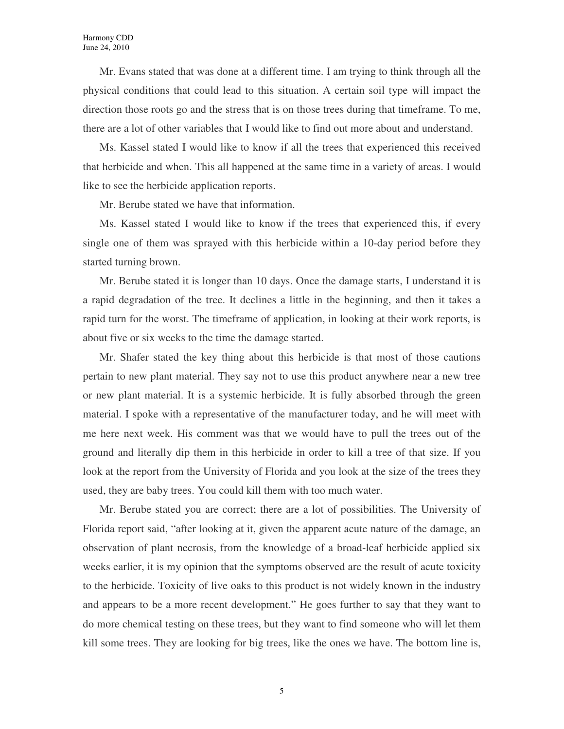Mr. Evans stated that was done at a different time. I am trying to think through all the physical conditions that could lead to this situation. A certain soil type will impact the direction those roots go and the stress that is on those trees during that timeframe. To me, there are a lot of other variables that I would like to find out more about and understand.

Ms. Kassel stated I would like to know if all the trees that experienced this received that herbicide and when. This all happened at the same time in a variety of areas. I would like to see the herbicide application reports.

Mr. Berube stated we have that information.

Ms. Kassel stated I would like to know if the trees that experienced this, if every single one of them was sprayed with this herbicide within a 10-day period before they started turning brown.

Mr. Berube stated it is longer than 10 days. Once the damage starts, I understand it is a rapid degradation of the tree. It declines a little in the beginning, and then it takes a rapid turn for the worst. The timeframe of application, in looking at their work reports, is about five or six weeks to the time the damage started.

Mr. Shafer stated the key thing about this herbicide is that most of those cautions pertain to new plant material. They say not to use this product anywhere near a new tree or new plant material. It is a systemic herbicide. It is fully absorbed through the green material. I spoke with a representative of the manufacturer today, and he will meet with me here next week. His comment was that we would have to pull the trees out of the ground and literally dip them in this herbicide in order to kill a tree of that size. If you look at the report from the University of Florida and you look at the size of the trees they used, they are baby trees. You could kill them with too much water.

Mr. Berube stated you are correct; there are a lot of possibilities. The University of Florida report said, "after looking at it, given the apparent acute nature of the damage, an observation of plant necrosis, from the knowledge of a broad-leaf herbicide applied six weeks earlier, it is my opinion that the symptoms observed are the result of acute toxicity to the herbicide. Toxicity of live oaks to this product is not widely known in the industry and appears to be a more recent development." He goes further to say that they want to do more chemical testing on these trees, but they want to find someone who will let them kill some trees. They are looking for big trees, like the ones we have. The bottom line is,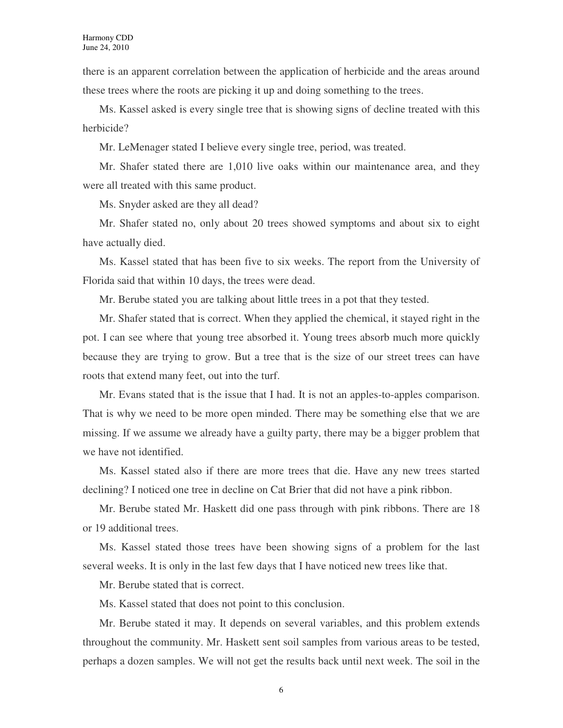there is an apparent correlation between the application of herbicide and the areas around these trees where the roots are picking it up and doing something to the trees.

Ms. Kassel asked is every single tree that is showing signs of decline treated with this herbicide?

Mr. LeMenager stated I believe every single tree, period, was treated.

Mr. Shafer stated there are 1,010 live oaks within our maintenance area, and they were all treated with this same product.

Ms. Snyder asked are they all dead?

Mr. Shafer stated no, only about 20 trees showed symptoms and about six to eight have actually died.

Ms. Kassel stated that has been five to six weeks. The report from the University of Florida said that within 10 days, the trees were dead.

Mr. Berube stated you are talking about little trees in a pot that they tested.

Mr. Shafer stated that is correct. When they applied the chemical, it stayed right in the pot. I can see where that young tree absorbed it. Young trees absorb much more quickly because they are trying to grow. But a tree that is the size of our street trees can have roots that extend many feet, out into the turf.

Mr. Evans stated that is the issue that I had. It is not an apples-to-apples comparison. That is why we need to be more open minded. There may be something else that we are missing. If we assume we already have a guilty party, there may be a bigger problem that we have not identified.

Ms. Kassel stated also if there are more trees that die. Have any new trees started declining? I noticed one tree in decline on Cat Brier that did not have a pink ribbon.

Mr. Berube stated Mr. Haskett did one pass through with pink ribbons. There are 18 or 19 additional trees.

Ms. Kassel stated those trees have been showing signs of a problem for the last several weeks. It is only in the last few days that I have noticed new trees like that.

Mr. Berube stated that is correct.

Ms. Kassel stated that does not point to this conclusion.

Mr. Berube stated it may. It depends on several variables, and this problem extends throughout the community. Mr. Haskett sent soil samples from various areas to be tested, perhaps a dozen samples. We will not get the results back until next week. The soil in the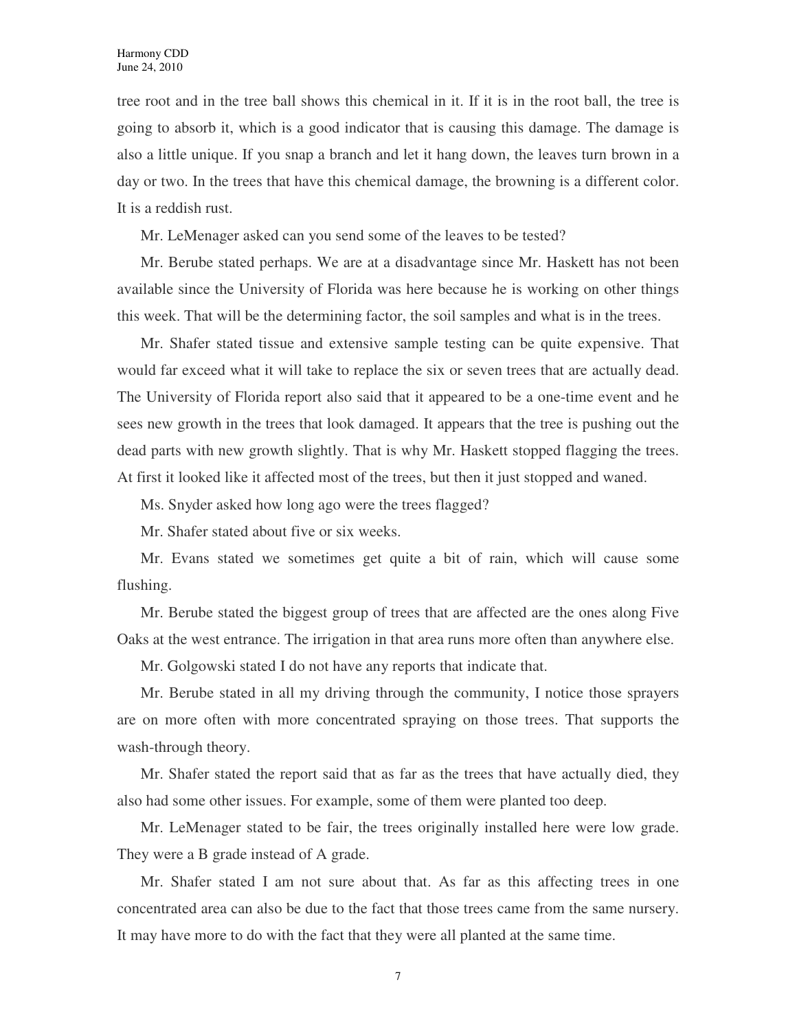tree root and in the tree ball shows this chemical in it. If it is in the root ball, the tree is going to absorb it, which is a good indicator that is causing this damage. The damage is also a little unique. If you snap a branch and let it hang down, the leaves turn brown in a day or two. In the trees that have this chemical damage, the browning is a different color. It is a reddish rust.

Mr. LeMenager asked can you send some of the leaves to be tested?

Mr. Berube stated perhaps. We are at a disadvantage since Mr. Haskett has not been available since the University of Florida was here because he is working on other things this week. That will be the determining factor, the soil samples and what is in the trees.

Mr. Shafer stated tissue and extensive sample testing can be quite expensive. That would far exceed what it will take to replace the six or seven trees that are actually dead. The University of Florida report also said that it appeared to be a one-time event and he sees new growth in the trees that look damaged. It appears that the tree is pushing out the dead parts with new growth slightly. That is why Mr. Haskett stopped flagging the trees. At first it looked like it affected most of the trees, but then it just stopped and waned.

Ms. Snyder asked how long ago were the trees flagged?

Mr. Shafer stated about five or six weeks.

Mr. Evans stated we sometimes get quite a bit of rain, which will cause some flushing.

Mr. Berube stated the biggest group of trees that are affected are the ones along Five Oaks at the west entrance. The irrigation in that area runs more often than anywhere else.

Mr. Golgowski stated I do not have any reports that indicate that.

Mr. Berube stated in all my driving through the community, I notice those sprayers are on more often with more concentrated spraying on those trees. That supports the wash-through theory.

Mr. Shafer stated the report said that as far as the trees that have actually died, they also had some other issues. For example, some of them were planted too deep.

Mr. LeMenager stated to be fair, the trees originally installed here were low grade. They were a B grade instead of A grade.

Mr. Shafer stated I am not sure about that. As far as this affecting trees in one concentrated area can also be due to the fact that those trees came from the same nursery. It may have more to do with the fact that they were all planted at the same time.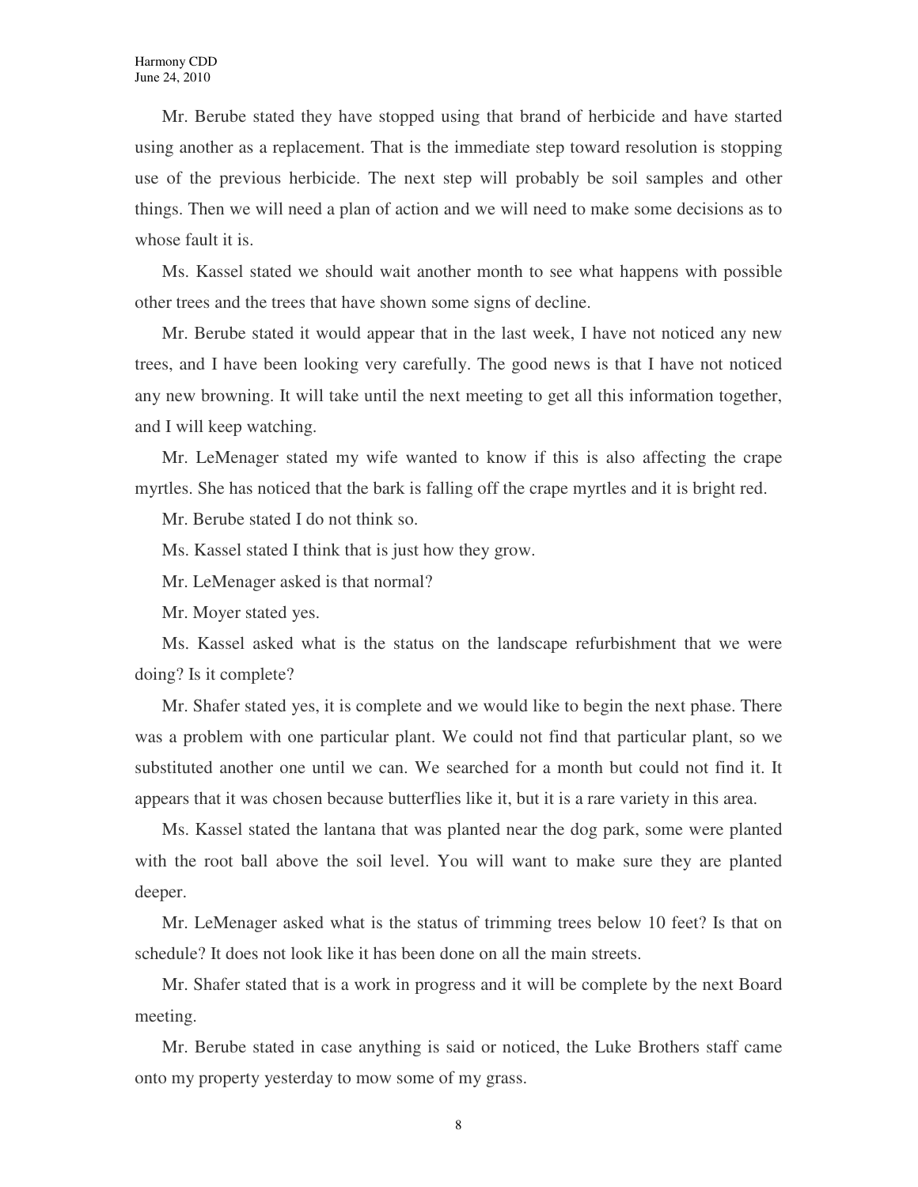Mr. Berube stated they have stopped using that brand of herbicide and have started using another as a replacement. That is the immediate step toward resolution is stopping use of the previous herbicide. The next step will probably be soil samples and other things. Then we will need a plan of action and we will need to make some decisions as to whose fault it is.

Ms. Kassel stated we should wait another month to see what happens with possible other trees and the trees that have shown some signs of decline.

Mr. Berube stated it would appear that in the last week, I have not noticed any new trees, and I have been looking very carefully. The good news is that I have not noticed any new browning. It will take until the next meeting to get all this information together, and I will keep watching.

Mr. LeMenager stated my wife wanted to know if this is also affecting the crape myrtles. She has noticed that the bark is falling off the crape myrtles and it is bright red.

Mr. Berube stated I do not think so.

Ms. Kassel stated I think that is just how they grow.

Mr. LeMenager asked is that normal?

Mr. Moyer stated yes.

Ms. Kassel asked what is the status on the landscape refurbishment that we were doing? Is it complete?

Mr. Shafer stated yes, it is complete and we would like to begin the next phase. There was a problem with one particular plant. We could not find that particular plant, so we substituted another one until we can. We searched for a month but could not find it. It appears that it was chosen because butterflies like it, but it is a rare variety in this area.

Ms. Kassel stated the lantana that was planted near the dog park, some were planted with the root ball above the soil level. You will want to make sure they are planted deeper.

Mr. LeMenager asked what is the status of trimming trees below 10 feet? Is that on schedule? It does not look like it has been done on all the main streets.

Mr. Shafer stated that is a work in progress and it will be complete by the next Board meeting.

Mr. Berube stated in case anything is said or noticed, the Luke Brothers staff came onto my property yesterday to mow some of my grass.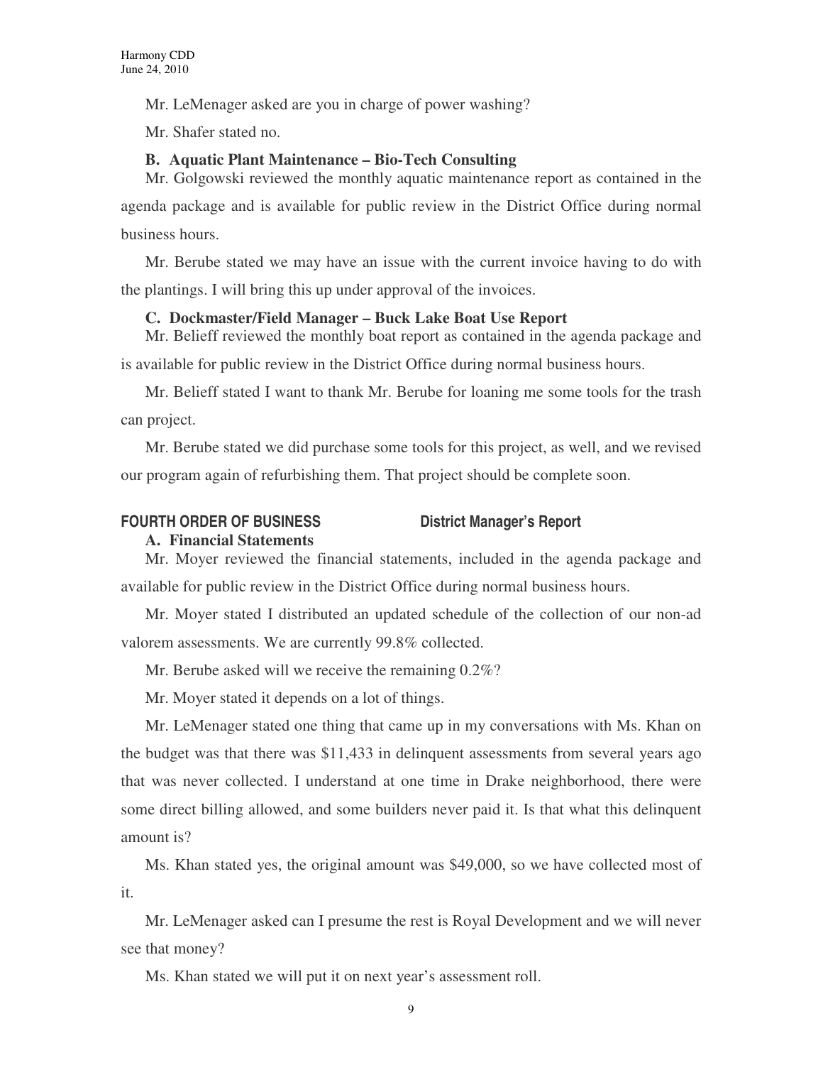Mr. LeMenager asked are you in charge of power washing?

Mr. Shafer stated no.

**B. Aquatic Plant Maintenance – Bio-Tech Consulting**

Mr. Golgowski reviewed the monthly aquatic maintenance report as contained in the agenda package and is available for public review in the District Office during normal business hours.

Mr. Berube stated we may have an issue with the current invoice having to do with the plantings. I will bring this up under approval of the invoices.

**C. Dockmaster/Field Manager – Buck Lake Boat Use Report**

Mr. Belieff reviewed the monthly boat report as contained in the agenda package and is available for public review in the District Office during normal business hours.

Mr. Belieff stated I want to thank Mr. Berube for loaning me some tools for the trash can project.

Mr. Berube stated we did purchase some tools for this project, as well, and we revised our program again of refurbishing them. That project should be complete soon.

## FOURTH ORDER OF BUSINESS District Manager's Report

**A. Financial Statements**

Mr. Moyer reviewed the financial statements, included in the agenda package and available for public review in the District Office during normal business hours.

Mr. Moyer stated I distributed an updated schedule of the collection of our non-ad valorem assessments. We are currently 99.8% collected.

Mr. Berube asked will we receive the remaining 0.2%?

Mr. Moyer stated it depends on a lot of things.

Mr. LeMenager stated one thing that came up in my conversations with Ms. Khan on the budget was that there was $11,433 in delinquent assessments from several years ago that was never collected. I understand at one time in Drake neighborhood, there were some direct billing allowed, and some builders never paid it. Is that what this delinquent amount is?

Ms. Khan stated yes, the original amount was $49,000, so we have collected most of it.

Mr. LeMenager asked can I presume the rest is Royal Development and we will never see that money?

Ms. Khan stated we will put it on next year's assessment roll.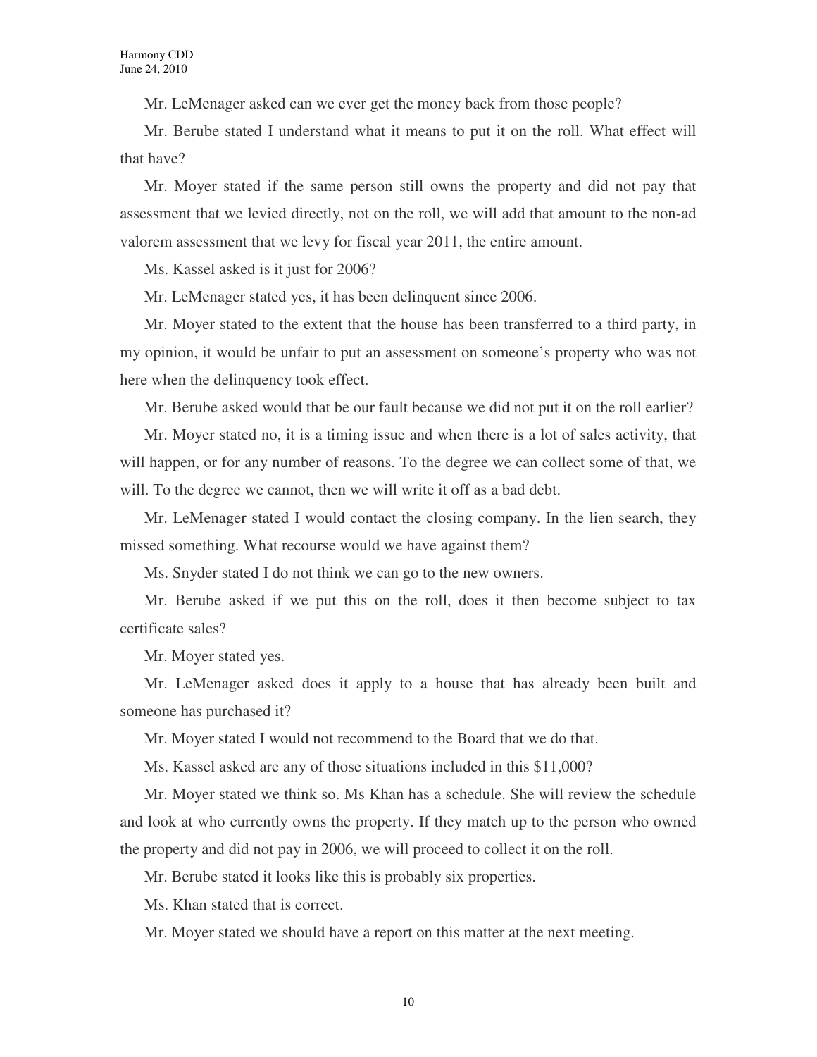Mr. LeMenager asked can we ever get the money back from those people?

Mr. Berube stated I understand what it means to put it on the roll. What effect will that have?

Mr. Moyer stated if the same person still owns the property and did not pay that assessment that we levied directly, not on the roll, we will add that amount to the non-ad valorem assessment that we levy for fiscal year 2011, the entire amount.

Ms. Kassel asked is it just for 2006?

Mr. LeMenager stated yes, it has been delinquent since 2006.

Mr. Moyer stated to the extent that the house has been transferred to a third party, in my opinion, it would be unfair to put an assessment on someone's property who was not here when the delinquency took effect.

Mr. Berube asked would that be our fault because we did not put it on the roll earlier?

Mr. Moyer stated no, it is a timing issue and when there is a lot of sales activity, that will happen, or for any number of reasons. To the degree we can collect some of that, we will. To the degree we cannot, then we will write it off as a bad debt.

Mr. LeMenager stated I would contact the closing company. In the lien search, they missed something. What recourse would we have against them?

Ms. Snyder stated I do not think we can go to the new owners.

Mr. Berube asked if we put this on the roll, does it then become subject to tax certificate sales?

Mr. Moyer stated yes.

Mr. LeMenager asked does it apply to a house that has already been built and someone has purchased it?

Mr. Moyer stated I would not recommend to the Board that we do that.

Ms. Kassel asked are any of those situations included in this $11,000?

Mr. Moyer stated we think so. Ms Khan has a schedule. She will review the schedule and look at who currently owns the property. If they match up to the person who owned the property and did not pay in 2006, we will proceed to collect it on the roll.

Mr. Berube stated it looks like this is probably six properties.

Ms. Khan stated that is correct.

Mr. Moyer stated we should have a report on this matter at the next meeting.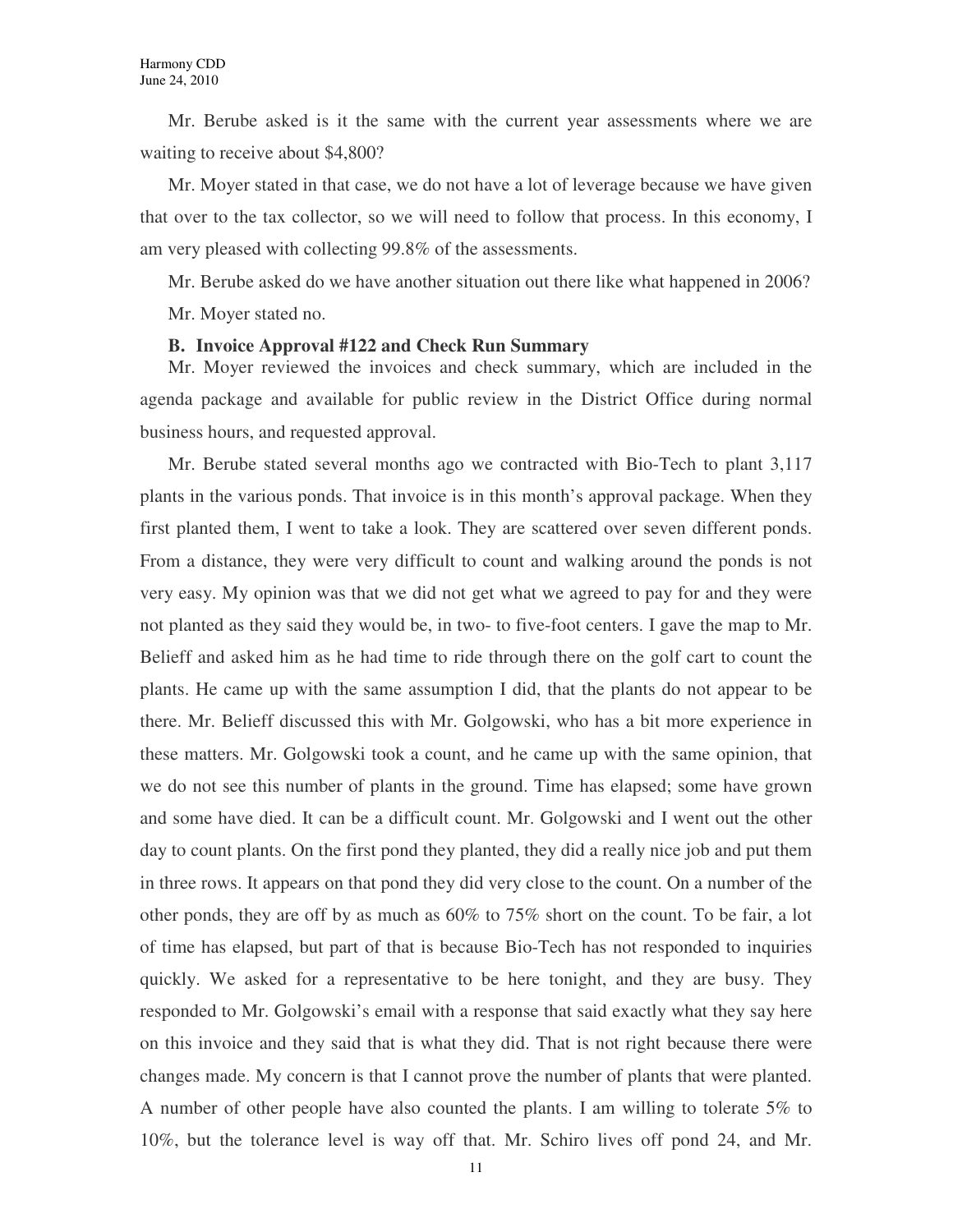Mr. Berube asked is it the same with the current year assessments where we are waiting to receive about $4,800?

Mr. Moyer stated in that case, we do not have a lot of leverage because we have given that over to the tax collector, so we will need to follow that process. In this economy, I am very pleased with collecting 99.8% of the assessments.

Mr. Berube asked do we have another situation out there like what happened in 2006?

Mr. Moyer stated no.

**B. Invoice Approval #122 and Check Run Summary**

Mr. Moyer reviewed the invoices and check summary, which are included in the agenda package and available for public review in the District Office during normal business hours, and requested approval.

Mr. Berube stated several months ago we contracted with Bio-Tech to plant 3,117 plants in the various ponds. That invoice is in this month's approval package. When they first planted them, I went to take a look. They are scattered over seven different ponds. From a distance, they were very difficult to count and walking around the ponds is not very easy. My opinion was that we did not get what we agreed to pay for and they were not planted as they said they would be, in two- to five-foot centers. I gave the map to Mr. Belieff and asked him as he had time to ride through there on the golf cart to count the plants. He came up with the same assumption I did, that the plants do not appear to be there. Mr. Belieff discussed this with Mr. Golgowski, who has a bit more experience in these matters. Mr. Golgowski took a count, and he came up with the same opinion, that we do not see this number of plants in the ground. Time has elapsed; some have grown and some have died. It can be a difficult count. Mr. Golgowski and I went out the other day to count plants. On the first pond they planted, they did a really nice job and put them in three rows. It appears on that pond they did very close to the count. On a number of the other ponds, they are off by as much as 60% to 75% short on the count. To be fair, a lot of time has elapsed, but part of that is because Bio-Tech has not responded to inquiries quickly. We asked for a representative to be here tonight, and they are busy. They responded to Mr. Golgowski's email with a response that said exactly what they say here on this invoice and they said that is what they did. That is not right because there were changes made. My concern is that I cannot prove the number of plants that were planted. A number of other people have also counted the plants. I am willing to tolerate 5% to 10%, but the tolerance level is way off that. Mr. Schiro lives off pond 24, and Mr.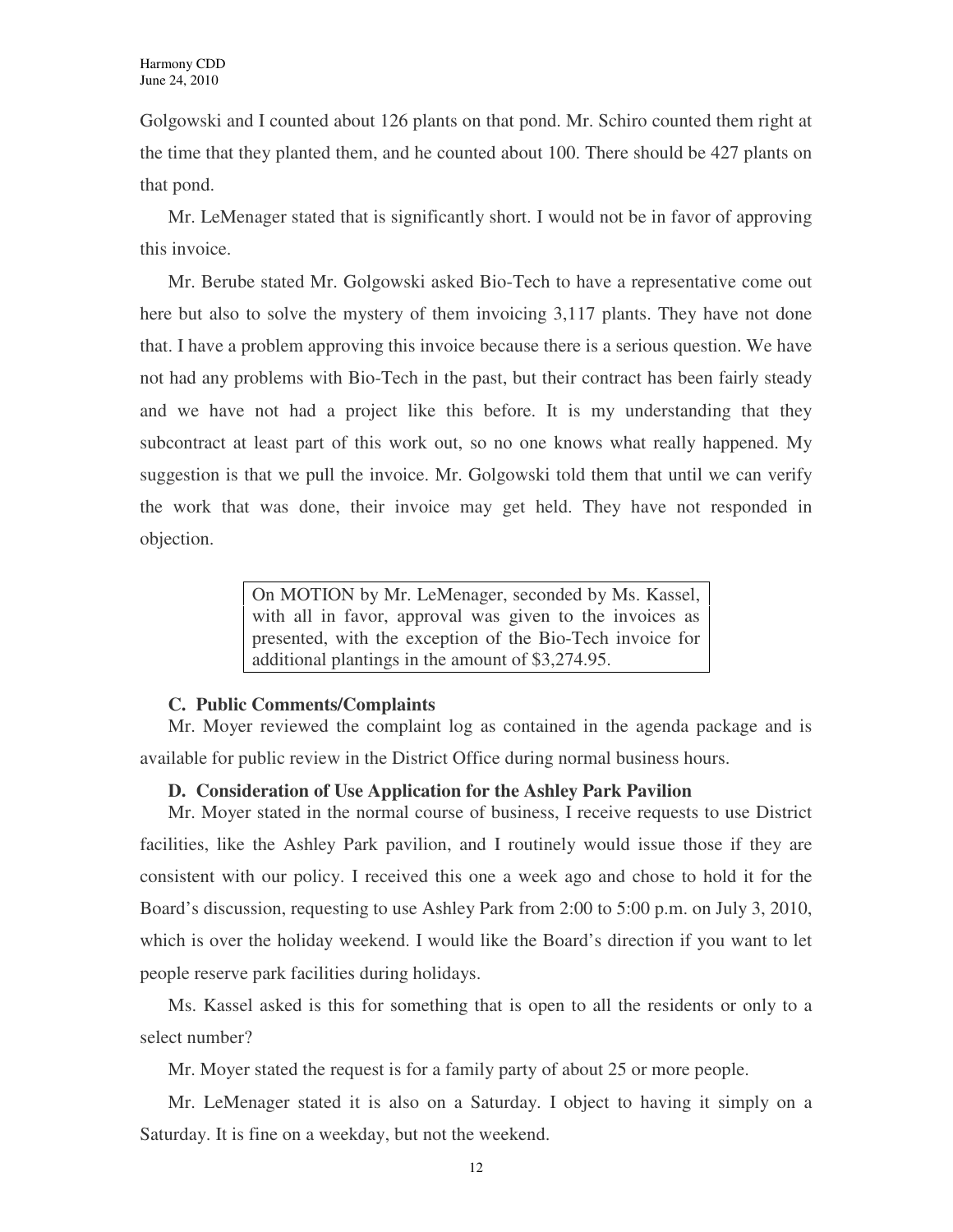Golgowski and I counted about 126 plants on that pond. Mr. Schiro counted them right at the time that they planted them, and he counted about 100. There should be 427 plants on that pond.

Mr. LeMenager stated that is significantly short. I would not be in favor of approving this invoice.

Mr. Berube stated Mr. Golgowski asked Bio-Tech to have a representative come out here but also to solve the mystery of them invoicing 3,117 plants. They have not done that. I have a problem approving this invoice because there is a serious question. We have not had any problems with Bio-Tech in the past, but their contract has been fairly steady and we have not had a project like this before. It is my understanding that they subcontract at least part of this work out, so no one knows what really happened. My suggestion is that we pull the invoice. Mr. Golgowski told them that until we can verify the work that was done, their invoice may get held. They have not responded in objection.

> On MOTION by Mr. LeMenager, seconded by Ms. Kassel, with all in favor, approval was given to the invoices as presented, with the exception of the Bio-Tech invoice for additional plantings in the amount of $3,274.95.

**C. Public Comments/Complaints**

Mr. Moyer reviewed the complaint log as contained in the agenda package and is available for public review in the District Office during normal business hours.

**D. Consideration of Use Application for the Ashley Park Pavilion**

Mr. Moyer stated in the normal course of business, I receive requests to use District facilities, like the Ashley Park pavilion, and I routinely would issue those if they are consistent with our policy. I received this one a week ago and chose to hold it for the Board's discussion, requesting to use Ashley Park from 2:00 to 5:00 p.m. on July 3, 2010, which is over the holiday weekend. I would like the Board's direction if you want to let people reserve park facilities during holidays.

Ms. Kassel asked is this for something that is open to all the residents or only to a select number?

Mr. Moyer stated the request is for a family party of about 25 or more people.

Mr. LeMenager stated it is also on a Saturday. I object to having it simply on a Saturday. It is fine on a weekday, but not the weekend.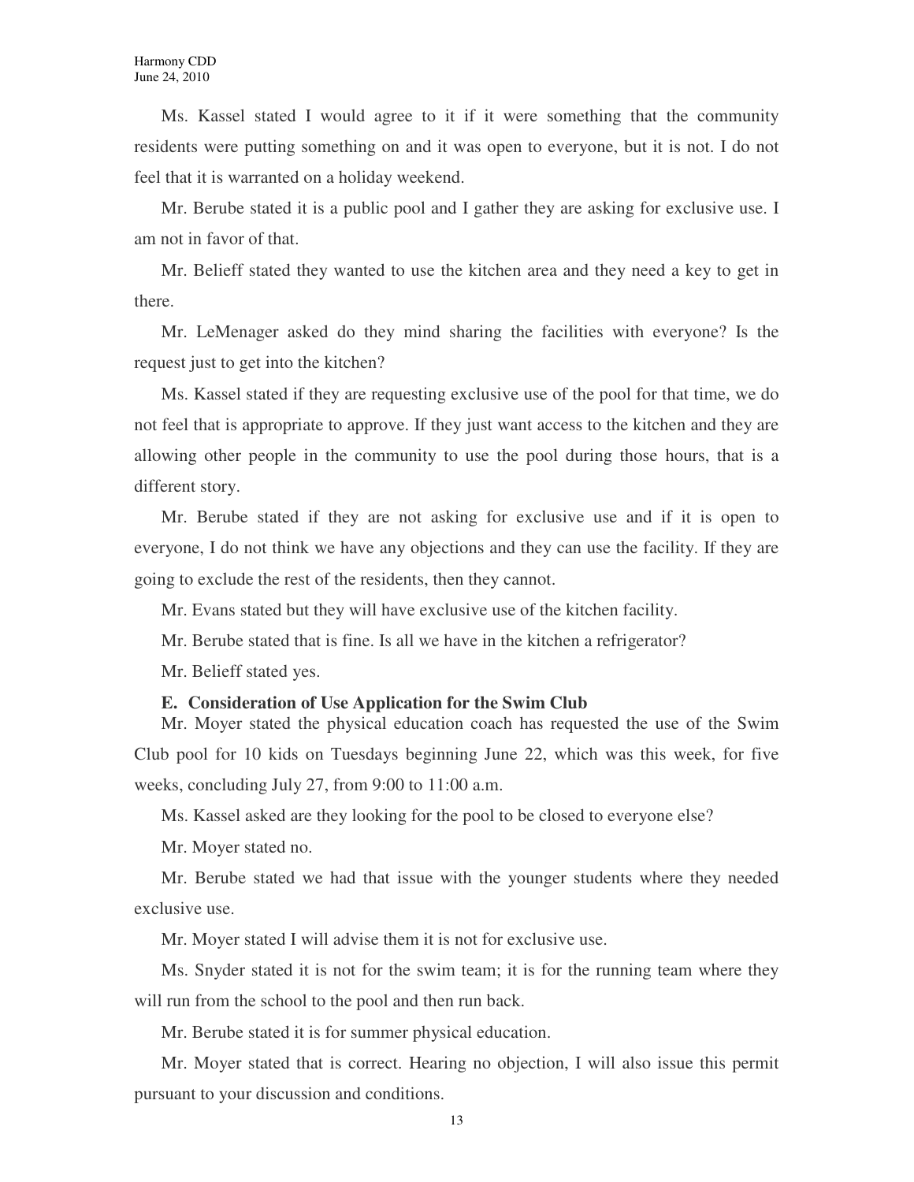Ms. Kassel stated I would agree to it if it were something that the community residents were putting something on and it was open to everyone, but it is not. I do not feel that it is warranted on a holiday weekend.

Mr. Berube stated it is a public pool and I gather they are asking for exclusive use. I am not in favor of that.

Mr. Belieff stated they wanted to use the kitchen area and they need a key to get in there.

Mr. LeMenager asked do they mind sharing the facilities with everyone? Is the request just to get into the kitchen?

Ms. Kassel stated if they are requesting exclusive use of the pool for that time, we do not feel that is appropriate to approve. If they just want access to the kitchen and they are allowing other people in the community to use the pool during those hours, that is a different story.

Mr. Berube stated if they are not asking for exclusive use and if it is open to everyone, I do not think we have any objections and they can use the facility. If they are going to exclude the rest of the residents, then they cannot.

Mr. Evans stated but they will have exclusive use of the kitchen facility.

Mr. Berube stated that is fine. Is all we have in the kitchen a refrigerator?

Mr. Belieff stated yes.

**E. Consideration of Use Application for the Swim Club**

Mr. Moyer stated the physical education coach has requested the use of the Swim Club pool for 10 kids on Tuesdays beginning June 22, which was this week, for five weeks, concluding July 27, from 9:00 to 11:00 a.m.

Ms. Kassel asked are they looking for the pool to be closed to everyone else?

Mr. Moyer stated no.

Mr. Berube stated we had that issue with the younger students where they needed exclusive use.

Mr. Moyer stated I will advise them it is not for exclusive use.

Ms. Snyder stated it is not for the swim team; it is for the running team where they will run from the school to the pool and then run back.

Mr. Berube stated it is for summer physical education.

Mr. Moyer stated that is correct. Hearing no objection, I will also issue this permit pursuant to your discussion and conditions.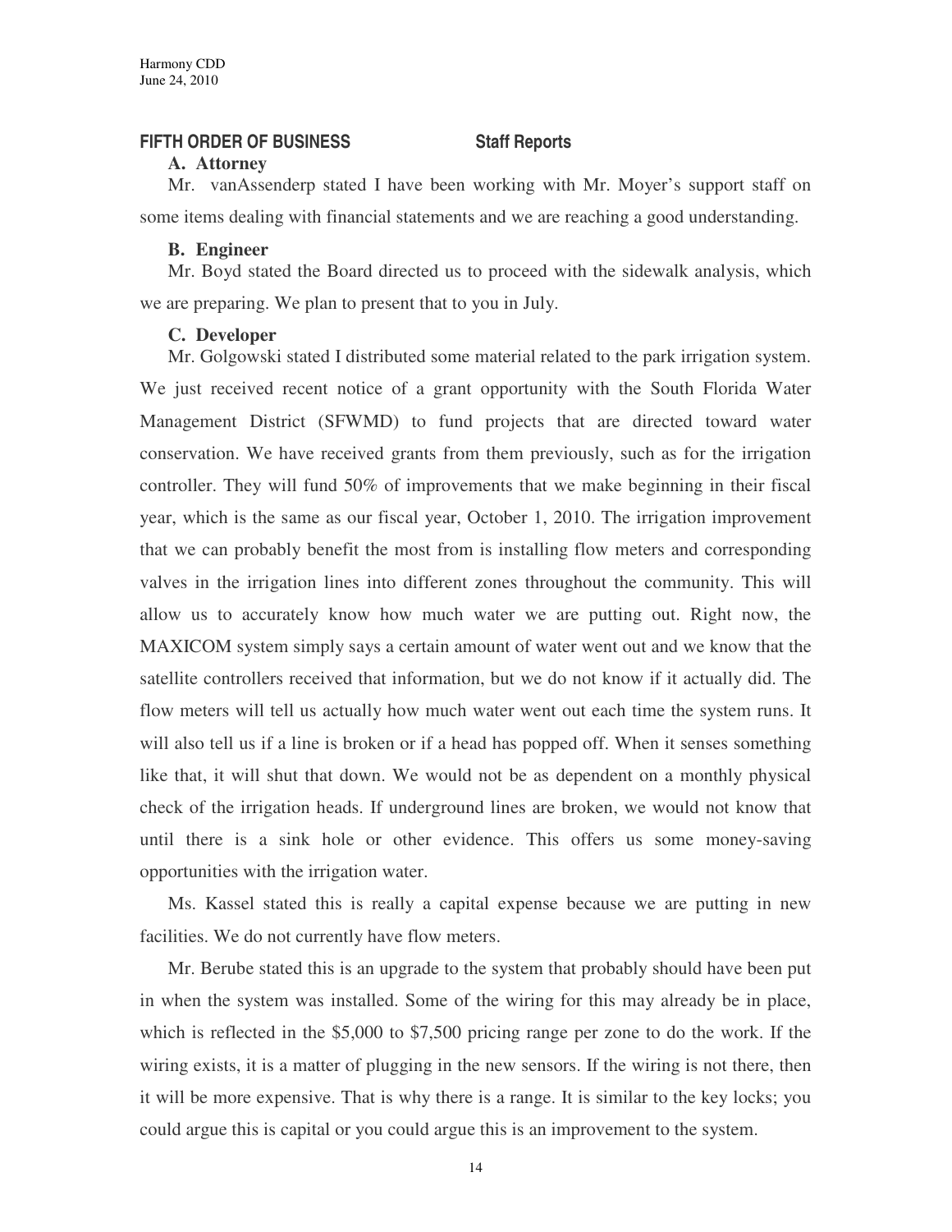## FIFTH ORDER OF BUSINESS Staff Reports

### A. Attorney

Mr. vanAssenderp stated I have been working with Mr. Moyer's support staff on some items dealing with financial statements and we are reaching a good understanding.

### B. Engineer

Mr. Boyd stated the Board directed us to proceed with the sidewalk analysis, which we are preparing. We plan to present that to you in July.

### C. Developer

Mr. Golgowski stated I distributed some material related to the park irrigation system. We just received recent notice of a grant opportunity with the South Florida Water Management District (SFWMD) to fund projects that are directed toward water conservation. We have received grants from them previously, such as for the irrigation controller. They will fund 50% of improvements that we make beginning in their fiscal year, which is the same as our fiscal year, October 1, 2010. The irrigation improvement that we can probably benefit the most from is installing flow meters and corresponding valves in the irrigation lines into different zones throughout the community. This will allow us to accurately know how much water we are putting out. Right now, the MAXICOM system simply says a certain amount of water went out and we know that the satellite controllers received that information, but we do not know if it actually did. The flow meters will tell us actually how much water went out each time the system runs. It will also tell us if a line is broken or if a head has popped off. When it senses something like that, it will shut that down. We would not be as dependent on a monthly physical check of the irrigation heads. If underground lines are broken, we would not know that until there is a sink hole or other evidence. This offers us some money-saving opportunities with the irrigation water.

Ms. Kassel stated this is really a capital expense because we are putting in new facilities. We do not currently have flow meters.

Mr. Berube stated this is an upgrade to the system that probably should have been put in when the system was installed. Some of the wiring for this may already be in place, which is reflected in the $5,000 to $7,500 pricing range per zone to do the work. If the wiring exists, it is a matter of plugging in the new sensors. If the wiring is not there, then it will be more expensive. That is why there is a range. It is similar to the key locks; you could argue this is capital or you could argue this is an improvement to the system.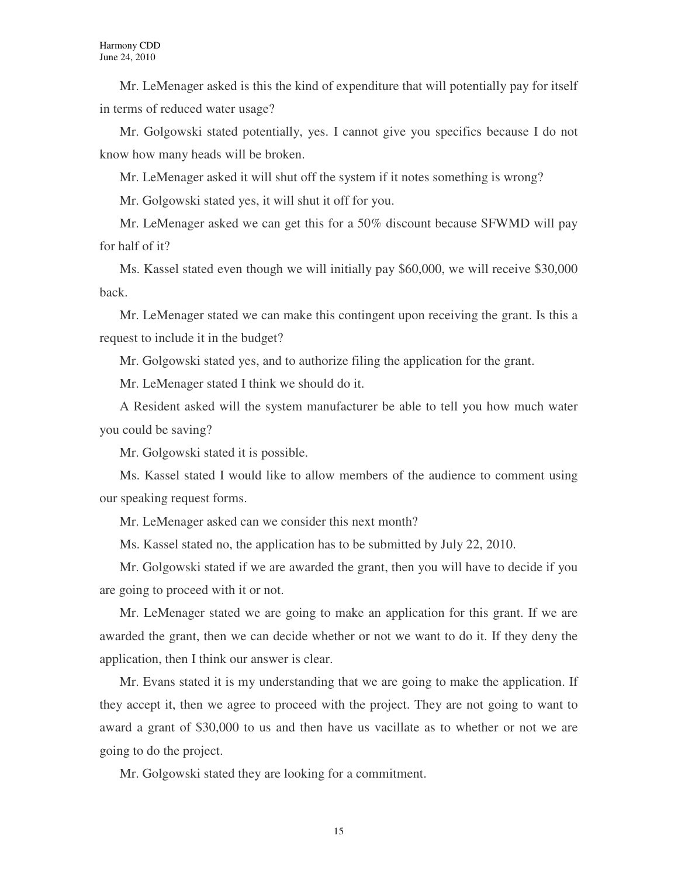Mr. LeMenager asked is this the kind of expenditure that will potentially pay for itself in terms of reduced water usage?

Mr. Golgowski stated potentially, yes. I cannot give you specifics because I do not know how many heads will be broken.

Mr. LeMenager asked it will shut off the system if it notes something is wrong?

Mr. Golgowski stated yes, it will shut it off for you.

Mr. LeMenager asked we can get this for a 50% discount because SFWMD will pay for half of it?

Ms. Kassel stated even though we will initially pay $60,000, we will receive $30,000 back.

Mr. LeMenager stated we can make this contingent upon receiving the grant. Is this a request to include it in the budget?

Mr. Golgowski stated yes, and to authorize filing the application for the grant.

Mr. LeMenager stated I think we should do it.

A Resident asked will the system manufacturer be able to tell you how much water you could be saving?

Mr. Golgowski stated it is possible.

Ms. Kassel stated I would like to allow members of the audience to comment using our speaking request forms.

Mr. LeMenager asked can we consider this next month?

Ms. Kassel stated no, the application has to be submitted by July 22, 2010.

Mr. Golgowski stated if we are awarded the grant, then you will have to decide if you are going to proceed with it or not.

Mr. LeMenager stated we are going to make an application for this grant. If we are awarded the grant, then we can decide whether or not we want to do it. If they deny the application, then I think our answer is clear.

Mr. Evans stated it is my understanding that we are going to make the application. If they accept it, then we agree to proceed with the project. They are not going to want to award a grant of $30,000 to us and then have us vacillate as to whether or not we are going to do the project.

Mr. Golgowski stated they are looking for a commitment.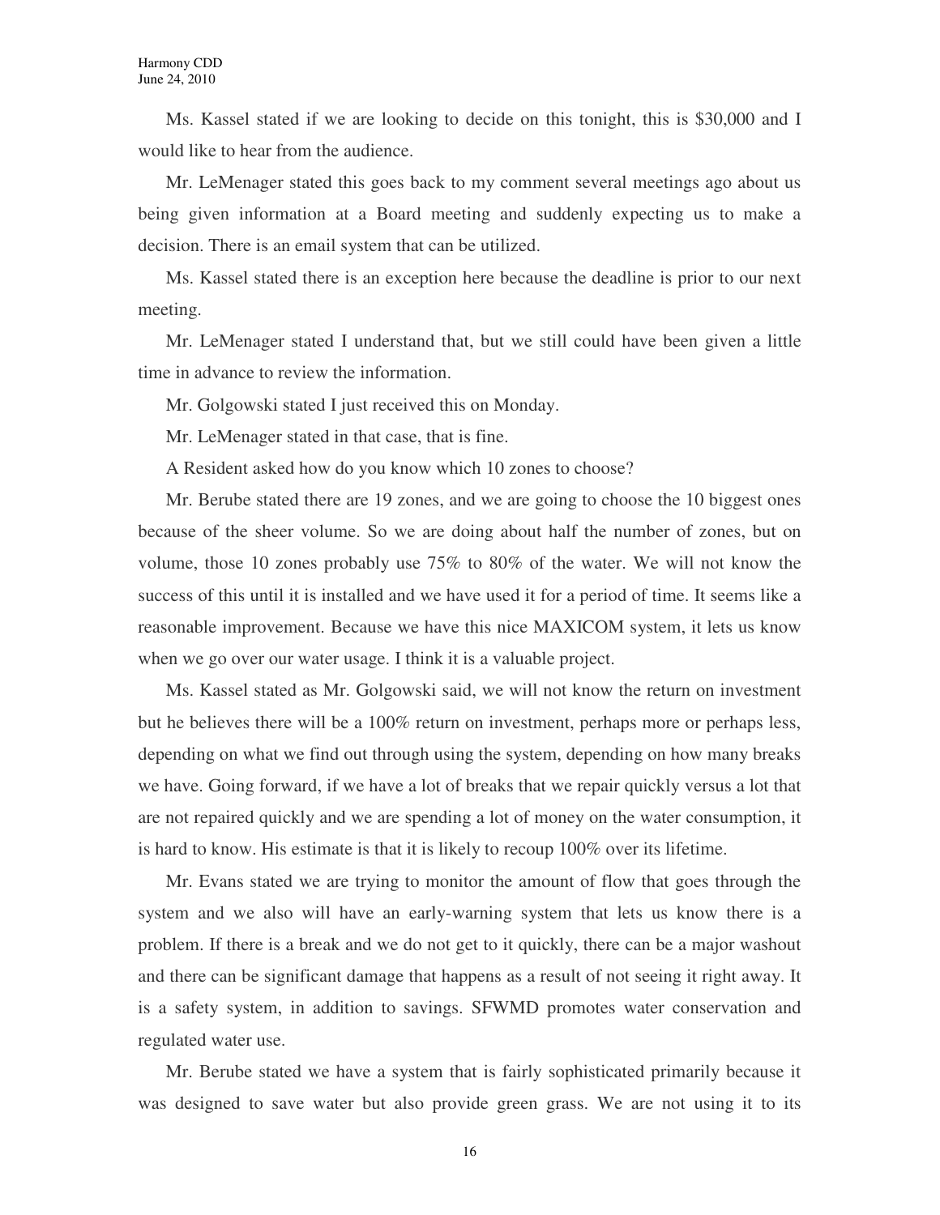Ms. Kassel stated if we are looking to decide on this tonight, this is $30,000 and I would like to hear from the audience.

Mr. LeMenager stated this goes back to my comment several meetings ago about us being given information at a Board meeting and suddenly expecting us to make a decision. There is an email system that can be utilized.

Ms. Kassel stated there is an exception here because the deadline is prior to our next meeting.

Mr. LeMenager stated I understand that, but we still could have been given a little time in advance to review the information.

Mr. Golgowski stated I just received this on Monday.

Mr. LeMenager stated in that case, that is fine.

A Resident asked how do you know which 10 zones to choose?

Mr. Berube stated there are 19 zones, and we are going to choose the 10 biggest ones because of the sheer volume. So we are doing about half the number of zones, but on volume, those 10 zones probably use 75% to 80% of the water. We will not know the success of this until it is installed and we have used it for a period of time. It seems like a reasonable improvement. Because we have this nice MAXICOM system, it lets us know when we go over our water usage. I think it is a valuable project.

Ms. Kassel stated as Mr. Golgowski said, we will not know the return on investment but he believes there will be a 100% return on investment, perhaps more or perhaps less, depending on what we find out through using the system, depending on how many breaks we have. Going forward, if we have a lot of breaks that we repair quickly versus a lot that are not repaired quickly and we are spending a lot of money on the water consumption, it is hard to know. His estimate is that it is likely to recoup 100% over its lifetime.

Mr. Evans stated we are trying to monitor the amount of flow that goes through the system and we also will have an early-warning system that lets us know there is a problem. If there is a break and we do not get to it quickly, there can be a major washout and there can be significant damage that happens as a result of not seeing it right away. It is a safety system, in addition to savings. SFWMD promotes water conservation and regulated water use.

Mr. Berube stated we have a system that is fairly sophisticated primarily because it was designed to save water but also provide green grass. We are not using it to its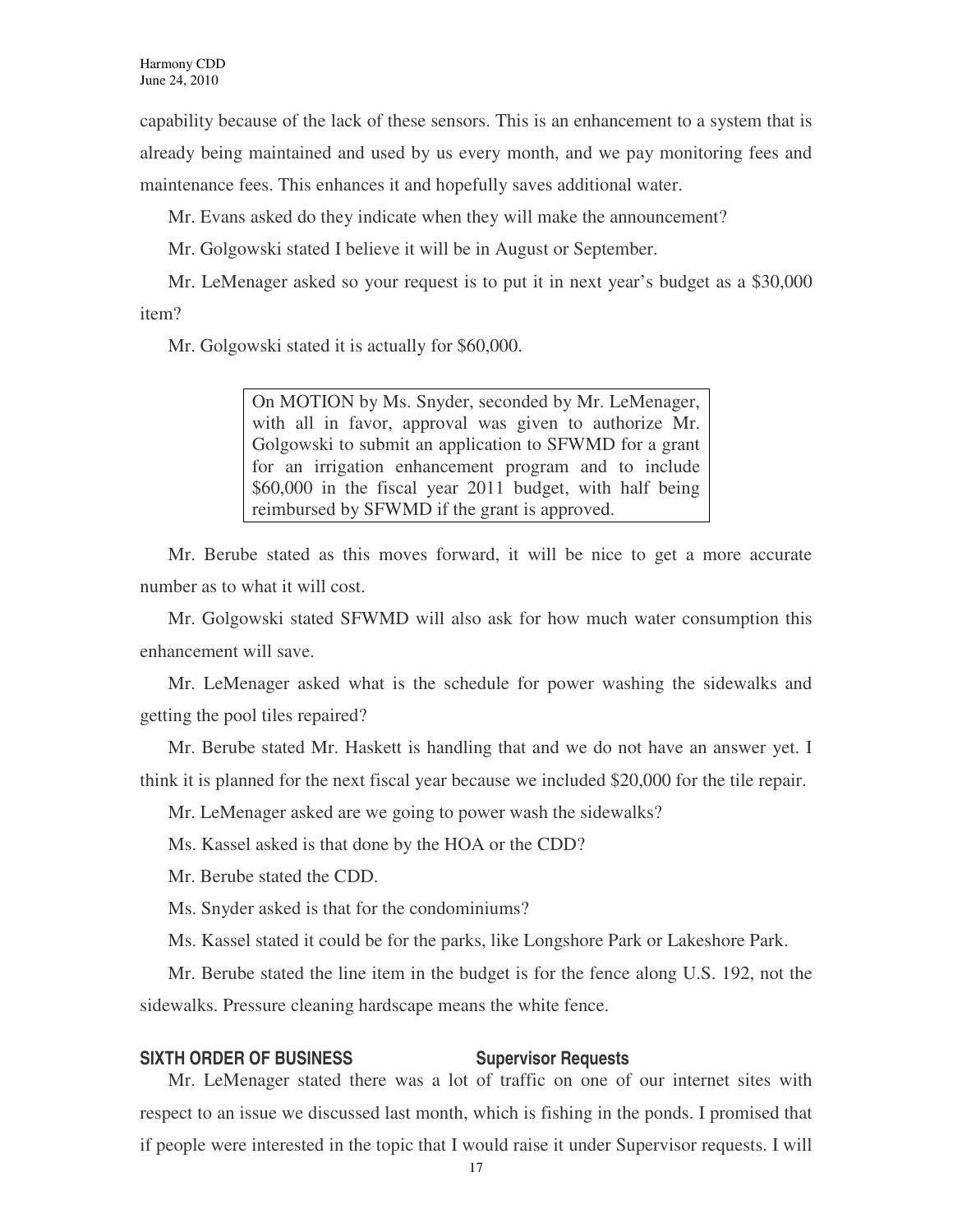capability because of the lack of these sensors. This is an enhancement to a system that is already being maintained and used by us every month, and we pay monitoring fees and maintenance fees. This enhances it and hopefully saves additional water.

Mr. Evans asked do they indicate when they will make the announcement?

Mr. Golgowski stated I believe it will be in August or September.

Mr. LeMenager asked so your request is to put it in next year's budget as a $30,000 item?

Mr. Golgowski stated it is actually for $60,000.

> On MOTION by Ms. Snyder, seconded by Mr. LeMenager, with all in favor, approval was given to authorize Mr. Golgowski to submit an application to SFWMD for a grant for an irrigation enhancement program and to include $60,000 in the fiscal year 2011 budget, with half being reimbursed by SFWMD if the grant is approved.

Mr. Berube stated as this moves forward, it will be nice to get a more accurate number as to what it will cost.

Mr. Golgowski stated SFWMD will also ask for how much water consumption this enhancement will save.

Mr. LeMenager asked what is the schedule for power washing the sidewalks and getting the pool tiles repaired?

Mr. Berube stated Mr. Haskett is handling that and we do not have an answer yet. I think it is planned for the next fiscal year because we included $20,000 for the tile repair.

Mr. LeMenager asked are we going to power wash the sidewalks?

Ms. Kassel asked is that done by the HOA or the CDD?

Mr. Berube stated the CDD.

Ms. Snyder asked is that for the condominiums?

Ms. Kassel stated it could be for the parks, like Longshore Park or Lakeshore Park.

Mr. Berube stated the line item in the budget is for the fence along U.S. 192, not the sidewalks. Pressure cleaning hardscape means the white fence.

## SIXTH ORDER OF BUSINESS Supervisor Requests

Mr. LeMenager stated there was a lot of traffic on one of our internet sites with respect to an issue we discussed last month, which is fishing in the ponds. I promised that if people were interested in the topic that I would raise it under Supervisor requests. I will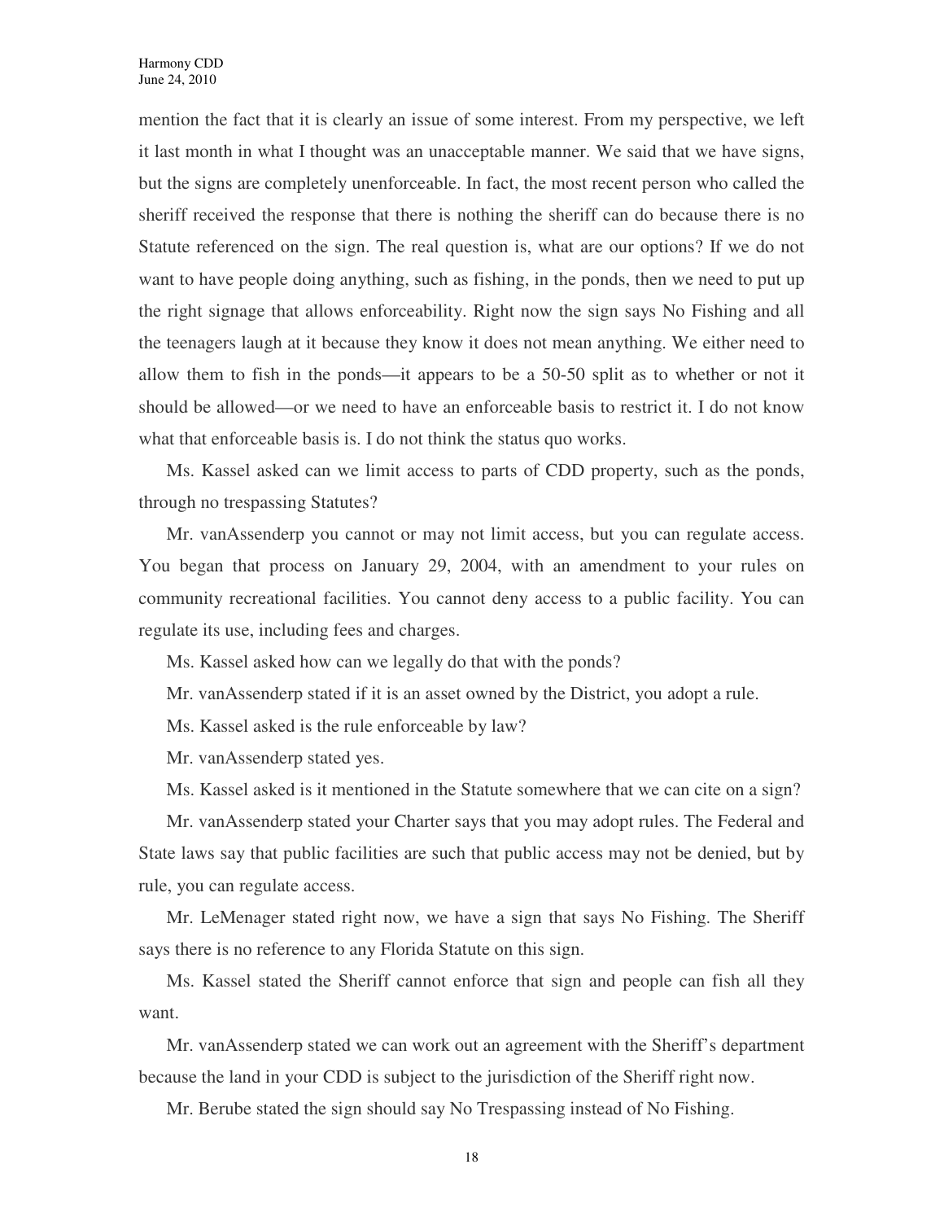mention the fact that it is clearly an issue of some interest. From my perspective, we left it last month in what I thought was an unacceptable manner. We said that we have signs, but the signs are completely unenforceable. In fact, the most recent person who called the sheriff received the response that there is nothing the sheriff can do because there is no Statute referenced on the sign. The real question is, what are our options? If we do not want to have people doing anything, such as fishing, in the ponds, then we need to put up the right signage that allows enforceability. Right now the sign says No Fishing and all the teenagers laugh at it because they know it does not mean anything. We either need to allow them to fish in the ponds—it appears to be a 50-50 split as to whether or not it should be allowed—or we need to have an enforceable basis to restrict it. I do not know what that enforceable basis is. I do not think the status quo works.

Ms. Kassel asked can we limit access to parts of CDD property, such as the ponds, through no trespassing Statutes?

Mr. vanAssenderp you cannot or may not limit access, but you can regulate access. You began that process on January 29, 2004, with an amendment to your rules on community recreational facilities. You cannot deny access to a public facility. You can regulate its use, including fees and charges.

Ms. Kassel asked how can we legally do that with the ponds?

Mr. vanAssenderp stated if it is an asset owned by the District, you adopt a rule.

Ms. Kassel asked is the rule enforceable by law?

Mr. vanAssenderp stated yes.

Ms. Kassel asked is it mentioned in the Statute somewhere that we can cite on a sign?

Mr. vanAssenderp stated your Charter says that you may adopt rules. The Federal and State laws say that public facilities are such that public access may not be denied, but by rule, you can regulate access.

Mr. LeMenager stated right now, we have a sign that says No Fishing. The Sheriff says there is no reference to any Florida Statute on this sign.

Ms. Kassel stated the Sheriff cannot enforce that sign and people can fish all they want.

Mr. vanAssenderp stated we can work out an agreement with the Sheriff's department because the land in your CDD is subject to the jurisdiction of the Sheriff right now.

Mr. Berube stated the sign should say No Trespassing instead of No Fishing.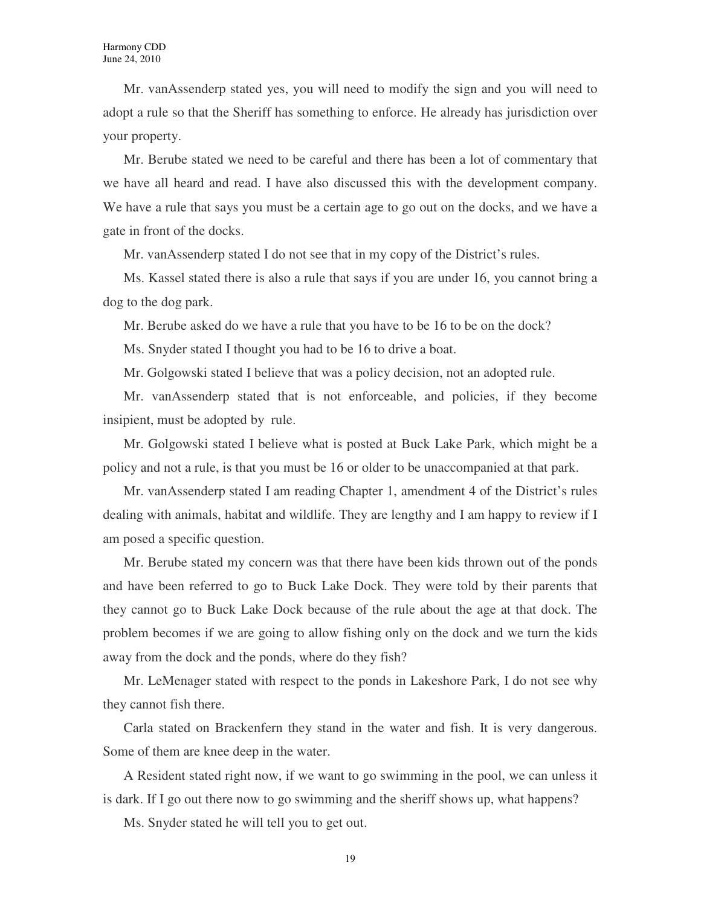Mr. vanAssenderp stated yes, you will need to modify the sign and you will need to adopt a rule so that the Sheriff has something to enforce. He already has jurisdiction over your property.

Mr. Berube stated we need to be careful and there has been a lot of commentary that we have all heard and read. I have also discussed this with the development company. We have a rule that says you must be a certain age to go out on the docks, and we have a gate in front of the docks.

Mr. vanAssenderp stated I do not see that in my copy of the District's rules.

Ms. Kassel stated there is also a rule that says if you are under 16, you cannot bring a dog to the dog park.

Mr. Berube asked do we have a rule that you have to be 16 to be on the dock?

Ms. Snyder stated I thought you had to be 16 to drive a boat.

Mr. Golgowski stated I believe that was a policy decision, not an adopted rule.

Mr. vanAssenderp stated that is not enforceable, and policies, if they become insipient, must be adopted by rule.

Mr. Golgowski stated I believe what is posted at Buck Lake Park, which might be a policy and not a rule, is that you must be 16 or older to be unaccompanied at that park.

Mr. vanAssenderp stated I am reading Chapter 1, amendment 4 of the District's rules dealing with animals, habitat and wildlife. They are lengthy and I am happy to review if I am posed a specific question.

Mr. Berube stated my concern was that there have been kids thrown out of the ponds and have been referred to go to Buck Lake Dock. They were told by their parents that they cannot go to Buck Lake Dock because of the rule about the age at that dock. The problem becomes if we are going to allow fishing only on the dock and we turn the kids away from the dock and the ponds, where do they fish?

Mr. LeMenager stated with respect to the ponds in Lakeshore Park, I do not see why they cannot fish there.

Carla stated on Brackenfern they stand in the water and fish. It is very dangerous. Some of them are knee deep in the water.

A Resident stated right now, if we want to go swimming in the pool, we can unless it is dark. If I go out there now to go swimming and the sheriff shows up, what happens?

Ms. Snyder stated he will tell you to get out.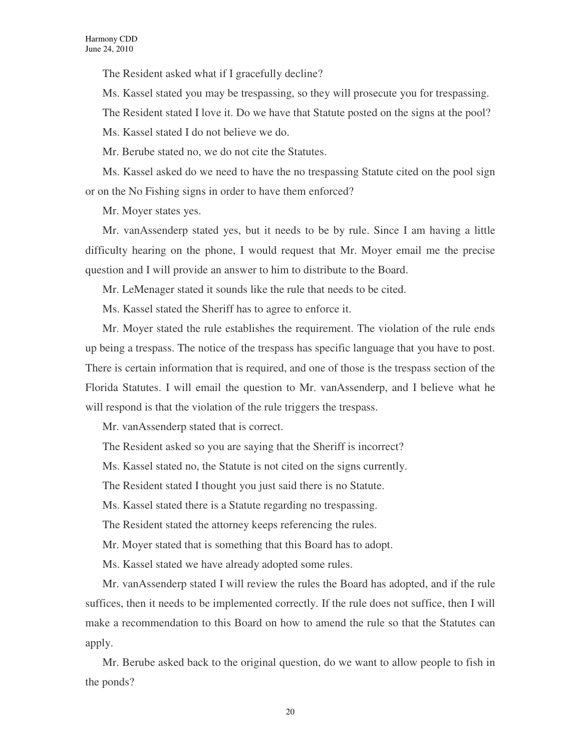The Resident asked what if I gracefully decline?

Ms. Kassel stated you may be trespassing, so they will prosecute you for trespassing.

The Resident stated I love it. Do we have that Statute posted on the signs at the pool?

Ms. Kassel stated I do not believe we do.

Mr. Berube stated no, we do not cite the Statutes.

Ms. Kassel asked do we need to have the no trespassing Statute cited on the pool sign or on the No Fishing signs in order to have them enforced?

Mr. Moyer states yes.

Mr. vanAssenderp stated yes, but it needs to be by rule. Since I am having a little difficulty hearing on the phone, I would request that Mr. Moyer email me the precise question and I will provide an answer to him to distribute to the Board.

Mr. LeMenager stated it sounds like the rule that needs to be cited.

Ms. Kassel stated the Sheriff has to agree to enforce it.

Mr. Moyer stated the rule establishes the requirement. The violation of the rule ends up being a trespass. The notice of the trespass has specific language that you have to post. There is certain information that is required, and one of those is the trespass section of the Florida Statutes. I will email the question to Mr. vanAssenderp, and I believe what he will respond is that the violation of the rule triggers the trespass.

Mr. vanAssenderp stated that is correct.

The Resident asked so you are saying that the Sheriff is incorrect?

Ms. Kassel stated no, the Statute is not cited on the signs currently.

The Resident stated I thought you just said there is no Statute.

Ms. Kassel stated there is a Statute regarding no trespassing.

The Resident stated the attorney keeps referencing the rules.

Mr. Moyer stated that is something that this Board has to adopt.

Ms. Kassel stated we have already adopted some rules.

Mr. vanAssenderp stated I will review the rules the Board has adopted, and if the rule suffices, then it needs to be implemented correctly. If the rule does not suffice, then I will make a recommendation to this Board on how to amend the rule so that the Statutes can apply.

Mr. Berube asked back to the original question, do we want to allow people to fish in the ponds?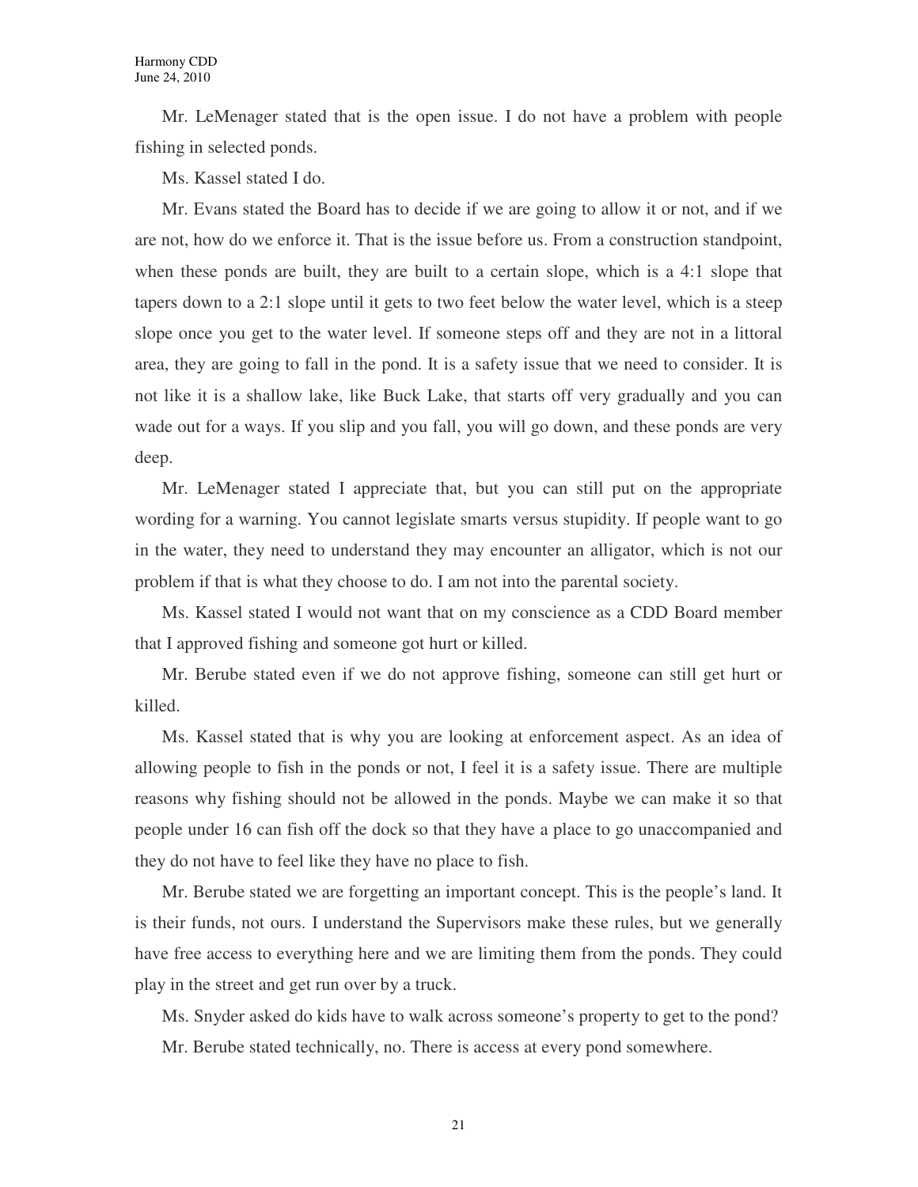Mr. LeMenager stated that is the open issue. I do not have a problem with people fishing in selected ponds.

Ms. Kassel stated I do.

Mr. Evans stated the Board has to decide if we are going to allow it or not, and if we are not, how do we enforce it. That is the issue before us. From a construction standpoint, when these ponds are built, they are built to a certain slope, which is a 4:1 slope that tapers down to a 2:1 slope until it gets to two feet below the water level, which is a steep slope once you get to the water level. If someone steps off and they are not in a littoral area, they are going to fall in the pond. It is a safety issue that we need to consider. It is not like it is a shallow lake, like Buck Lake, that starts off very gradually and you can wade out for a ways. If you slip and you fall, you will go down, and these ponds are very deep.

Mr. LeMenager stated I appreciate that, but you can still put on the appropriate wording for a warning. You cannot legislate smarts versus stupidity. If people want to go in the water, they need to understand they may encounter an alligator, which is not our problem if that is what they choose to do. I am not into the parental society.

Ms. Kassel stated I would not want that on my conscience as a CDD Board member that I approved fishing and someone got hurt or killed.

Mr. Berube stated even if we do not approve fishing, someone can still get hurt or killed.

Ms. Kassel stated that is why you are looking at enforcement aspect. As an idea of allowing people to fish in the ponds or not, I feel it is a safety issue. There are multiple reasons why fishing should not be allowed in the ponds. Maybe we can make it so that people under 16 can fish off the dock so that they have a place to go unaccompanied and they do not have to feel like they have no place to fish.

Mr. Berube stated we are forgetting an important concept. This is the people's land. It is their funds, not ours. I understand the Supervisors make these rules, but we generally have free access to everything here and we are limiting them from the ponds. They could play in the street and get run over by a truck.

Ms. Snyder asked do kids have to walk across someone's property to get to the pond?

Mr. Berube stated technically, no. There is access at every pond somewhere.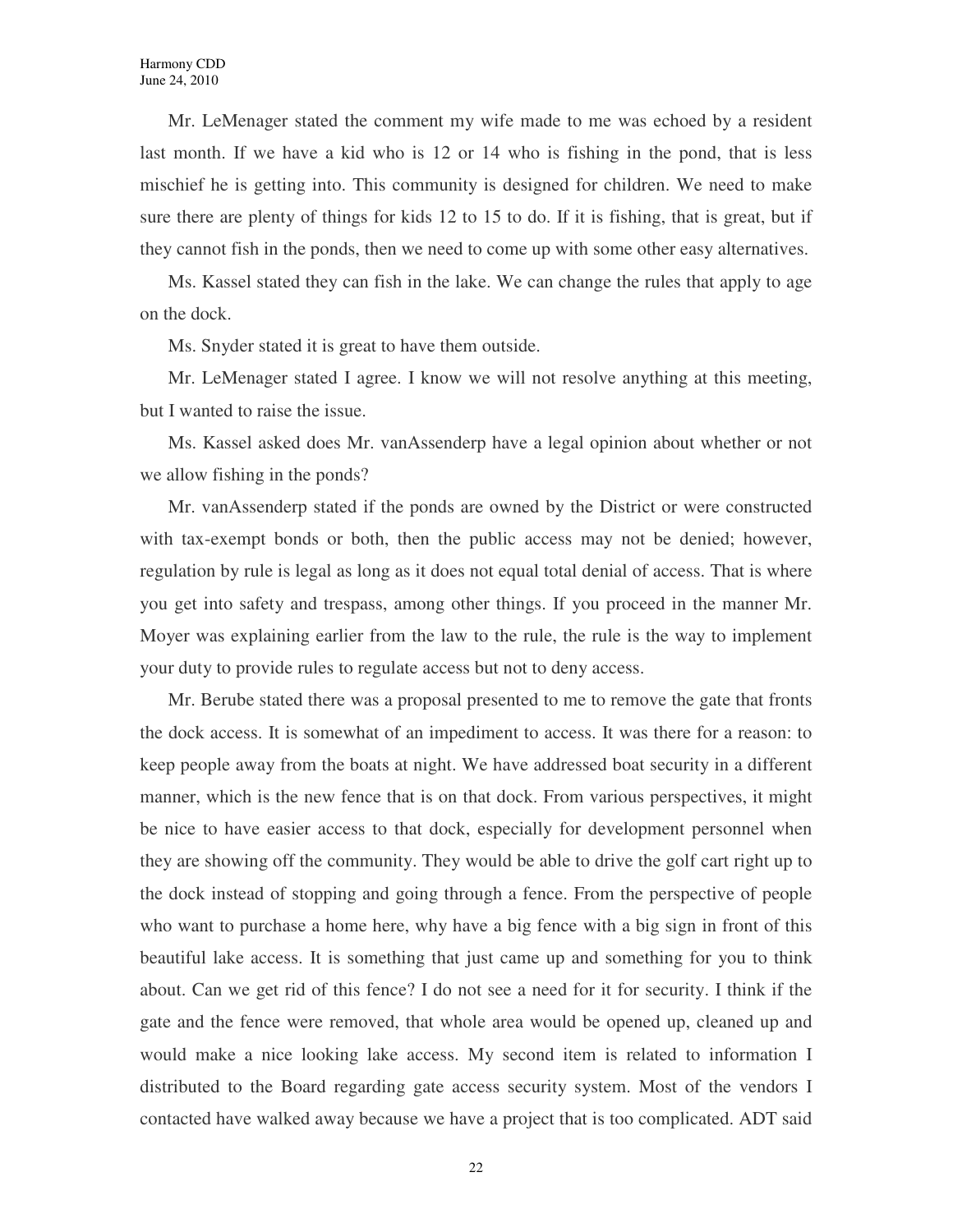Mr. LeMenager stated the comment my wife made to me was echoed by a resident last month. If we have a kid who is 12 or 14 who is fishing in the pond, that is less mischief he is getting into. This community is designed for children. We need to make sure there are plenty of things for kids 12 to 15 to do. If it is fishing, that is great, but if they cannot fish in the ponds, then we need to come up with some other easy alternatives.

Ms. Kassel stated they can fish in the lake. We can change the rules that apply to age on the dock.

Ms. Snyder stated it is great to have them outside.

Mr. LeMenager stated I agree. I know we will not resolve anything at this meeting, but I wanted to raise the issue.

Ms. Kassel asked does Mr. vanAssenderp have a legal opinion about whether or not we allow fishing in the ponds?

Mr. vanAssenderp stated if the ponds are owned by the District or were constructed with tax-exempt bonds or both, then the public access may not be denied; however, regulation by rule is legal as long as it does not equal total denial of access. That is where you get into safety and trespass, among other things. If you proceed in the manner Mr. Moyer was explaining earlier from the law to the rule, the rule is the way to implement your duty to provide rules to regulate access but not to deny access.

Mr. Berube stated there was a proposal presented to me to remove the gate that fronts the dock access. It is somewhat of an impediment to access. It was there for a reason: to keep people away from the boats at night. We have addressed boat security in a different manner, which is the new fence that is on that dock. From various perspectives, it might be nice to have easier access to that dock, especially for development personnel when they are showing off the community. They would be able to drive the golf cart right up to the dock instead of stopping and going through a fence. From the perspective of people who want to purchase a home here, why have a big fence with a big sign in front of this beautiful lake access. It is something that just came up and something for you to think about. Can we get rid of this fence? I do not see a need for it for security. I think if the gate and the fence were removed, that whole area would be opened up, cleaned up and would make a nice looking lake access. My second item is related to information I distributed to the Board regarding gate access security system. Most of the vendors I contacted have walked away because we have a project that is too complicated. ADT said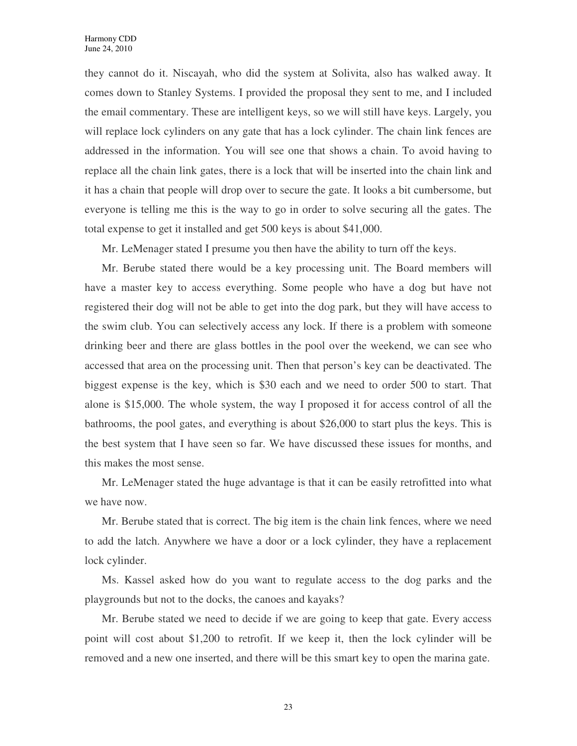they cannot do it. Niscayah, who did the system at Solivita, also has walked away. It comes down to Stanley Systems. I provided the proposal they sent to me, and I included the email commentary. These are intelligent keys, so we will still have keys. Largely, you will replace lock cylinders on any gate that has a lock cylinder. The chain link fences are addressed in the information. You will see one that shows a chain. To avoid having to replace all the chain link gates, there is a lock that will be inserted into the chain link and it has a chain that people will drop over to secure the gate. It looks a bit cumbersome, but everyone is telling me this is the way to go in order to solve securing all the gates. The total expense to get it installed and get 500 keys is about $41,000.

Mr. LeMenager stated I presume you then have the ability to turn off the keys.

Mr. Berube stated there would be a key processing unit. The Board members will have a master key to access everything. Some people who have a dog but have not registered their dog will not be able to get into the dog park, but they will have access to the swim club. You can selectively access any lock. If there is a problem with someone drinking beer and there are glass bottles in the pool over the weekend, we can see who accessed that area on the processing unit. Then that person's key can be deactivated. The biggest expense is the key, which is $30 each and we need to order 500 to start. That alone is $15,000. The whole system, the way I proposed it for access control of all the bathrooms, the pool gates, and everything is about $26,000 to start plus the keys. This is the best system that I have seen so far. We have discussed these issues for months, and this makes the most sense.

Mr. LeMenager stated the huge advantage is that it can be easily retrofitted into what we have now.

Mr. Berube stated that is correct. The big item is the chain link fences, where we need to add the latch. Anywhere we have a door or a lock cylinder, they have a replacement lock cylinder.

Ms. Kassel asked how do you want to regulate access to the dog parks and the playgrounds but not to the docks, the canoes and kayaks?

Mr. Berube stated we need to decide if we are going to keep that gate. Every access point will cost about $1,200 to retrofit. If we keep it, then the lock cylinder will be removed and a new one inserted, and there will be this smart key to open the marina gate.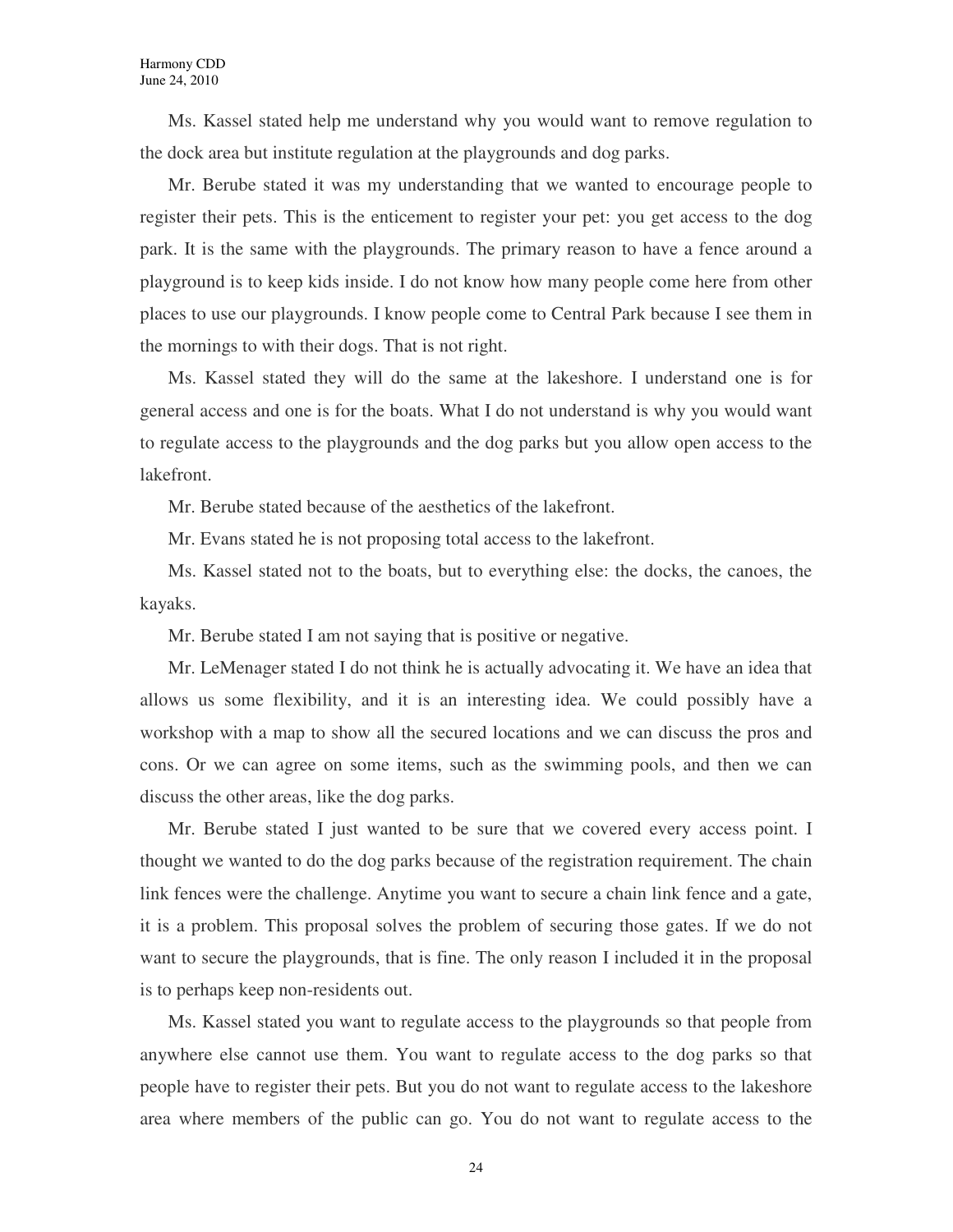Ms. Kassel stated help me understand why you would want to remove regulation to the dock area but institute regulation at the playgrounds and dog parks.

Mr. Berube stated it was my understanding that we wanted to encourage people to register their pets. This is the enticement to register your pet: you get access to the dog park. It is the same with the playgrounds. The primary reason to have a fence around a playground is to keep kids inside. I do not know how many people come here from other places to use our playgrounds. I know people come to Central Park because I see them in the mornings to with their dogs. That is not right.

Ms. Kassel stated they will do the same at the lakeshore. I understand one is for general access and one is for the boats. What I do not understand is why you would want to regulate access to the playgrounds and the dog parks but you allow open access to the lakefront.

Mr. Berube stated because of the aesthetics of the lakefront.

Mr. Evans stated he is not proposing total access to the lakefront.

Ms. Kassel stated not to the boats, but to everything else: the docks, the canoes, the kayaks.

Mr. Berube stated I am not saying that is positive or negative.

Mr. LeMenager stated I do not think he is actually advocating it. We have an idea that allows us some flexibility, and it is an interesting idea. We could possibly have a workshop with a map to show all the secured locations and we can discuss the pros and cons. Or we can agree on some items, such as the swimming pools, and then we can discuss the other areas, like the dog parks.

Mr. Berube stated I just wanted to be sure that we covered every access point. I thought we wanted to do the dog parks because of the registration requirement. The chain link fences were the challenge. Anytime you want to secure a chain link fence and a gate, it is a problem. This proposal solves the problem of securing those gates. If we do not want to secure the playgrounds, that is fine. The only reason I included it in the proposal is to perhaps keep non-residents out.

Ms. Kassel stated you want to regulate access to the playgrounds so that people from anywhere else cannot use them. You want to regulate access to the dog parks so that people have to register their pets. But you do not want to regulate access to the lakeshore area where members of the public can go. You do not want to regulate access to the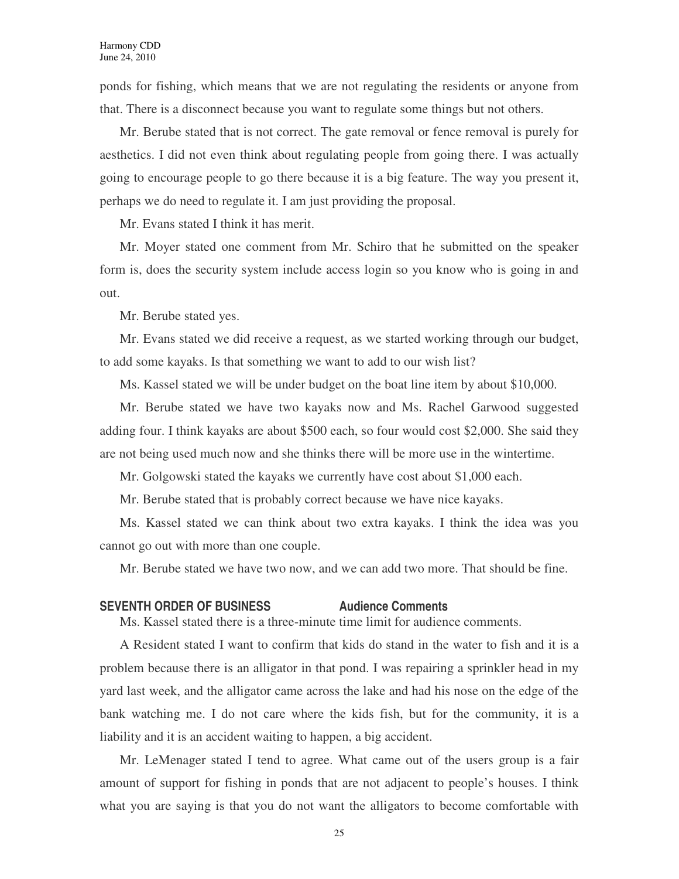ponds for fishing, which means that we are not regulating the residents or anyone from that. There is a disconnect because you want to regulate some things but not others.

Mr. Berube stated that is not correct. The gate removal or fence removal is purely for aesthetics. I did not even think about regulating people from going there. I was actually going to encourage people to go there because it is a big feature. The way you present it, perhaps we do need to regulate it. I am just providing the proposal.

Mr. Evans stated I think it has merit.

Mr. Moyer stated one comment from Mr. Schiro that he submitted on the speaker form is, does the security system include access login so you know who is going in and out.

Mr. Berube stated yes.

Mr. Evans stated we did receive a request, as we started working through our budget, to add some kayaks. Is that something we want to add to our wish list?

Ms. Kassel stated we will be under budget on the boat line item by about $10,000.

Mr. Berube stated we have two kayaks now and Ms. Rachel Garwood suggested adding four. I think kayaks are about $500 each, so four would cost $2,000. She said they are not being used much now and she thinks there will be more use in the wintertime.

Mr. Golgowski stated the kayaks we currently have cost about $1,000 each.

Mr. Berube stated that is probably correct because we have nice kayaks.

Ms. Kassel stated we can think about two extra kayaks. I think the idea was you cannot go out with more than one couple.

Mr. Berube stated we have two now, and we can add two more. That should be fine.

## SEVENTH ORDER OF BUSINESS Audience Comments

Ms. Kassel stated there is a three-minute time limit for audience comments.

A Resident stated I want to confirm that kids do stand in the water to fish and it is a problem because there is an alligator in that pond. I was repairing a sprinkler head in my yard last week, and the alligator came across the lake and had his nose on the edge of the bank watching me. I do not care where the kids fish, but for the community, it is a liability and it is an accident waiting to happen, a big accident.

Mr. LeMenager stated I tend to agree. What came out of the users group is a fair amount of support for fishing in ponds that are not adjacent to people's houses. I think what you are saying is that you do not want the alligators to become comfortable with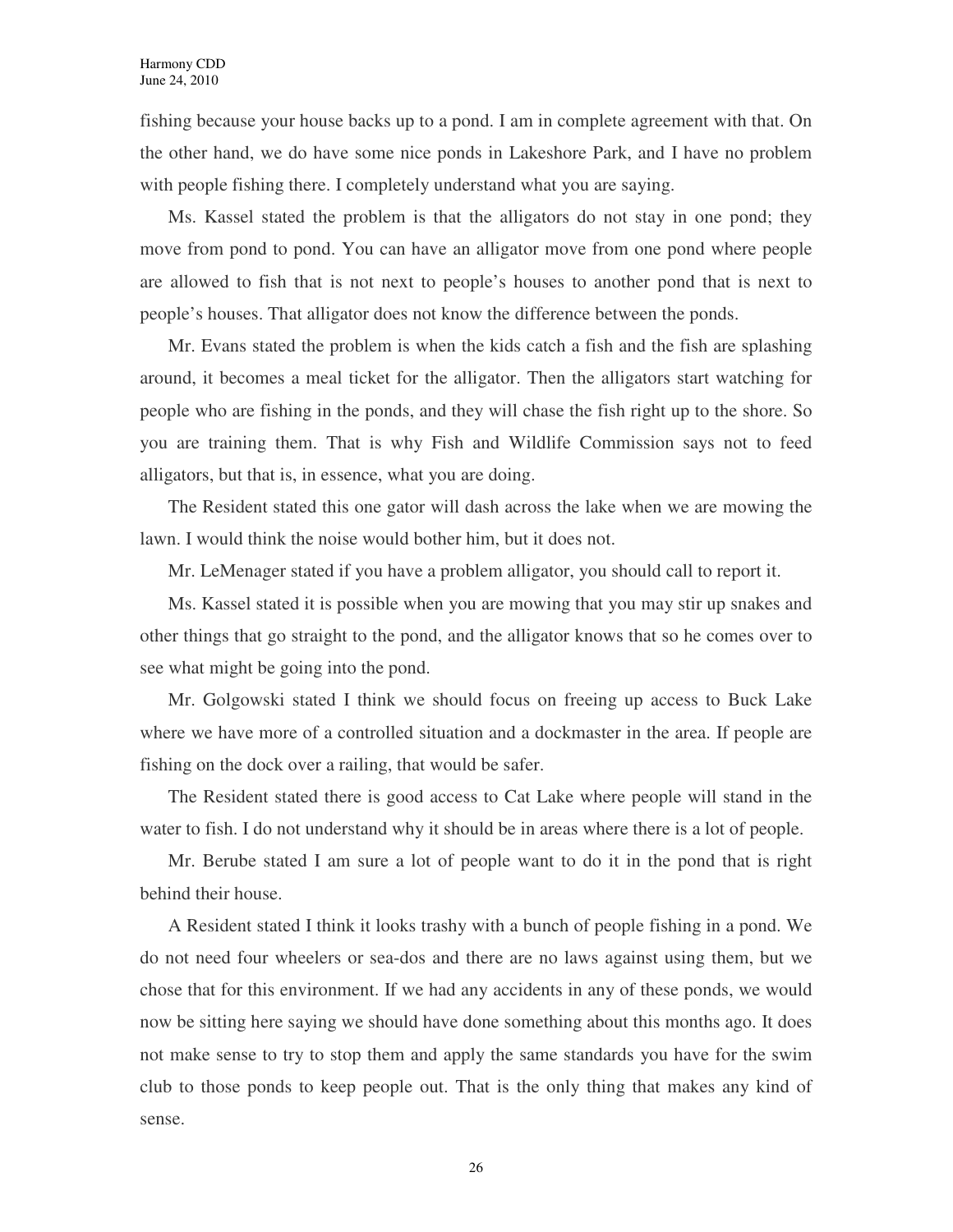fishing because your house backs up to a pond. I am in complete agreement with that. On the other hand, we do have some nice ponds in Lakeshore Park, and I have no problem with people fishing there. I completely understand what you are saying.

Ms. Kassel stated the problem is that the alligators do not stay in one pond; they move from pond to pond. You can have an alligator move from one pond where people are allowed to fish that is not next to people's houses to another pond that is next to people's houses. That alligator does not know the difference between the ponds.

Mr. Evans stated the problem is when the kids catch a fish and the fish are splashing around, it becomes a meal ticket for the alligator. Then the alligators start watching for people who are fishing in the ponds, and they will chase the fish right up to the shore. So you are training them. That is why Fish and Wildlife Commission says not to feed alligators, but that is, in essence, what you are doing.

The Resident stated this one gator will dash across the lake when we are mowing the lawn. I would think the noise would bother him, but it does not.

Mr. LeMenager stated if you have a problem alligator, you should call to report it.

Ms. Kassel stated it is possible when you are mowing that you may stir up snakes and other things that go straight to the pond, and the alligator knows that so he comes over to see what might be going into the pond.

Mr. Golgowski stated I think we should focus on freeing up access to Buck Lake where we have more of a controlled situation and a dockmaster in the area. If people are fishing on the dock over a railing, that would be safer.

The Resident stated there is good access to Cat Lake where people will stand in the water to fish. I do not understand why it should be in areas where there is a lot of people.

Mr. Berube stated I am sure a lot of people want to do it in the pond that is right behind their house.

A Resident stated I think it looks trashy with a bunch of people fishing in a pond. We do not need four wheelers or sea-dos and there are no laws against using them, but we chose that for this environment. If we had any accidents in any of these ponds, we would now be sitting here saying we should have done something about this months ago. It does not make sense to try to stop them and apply the same standards you have for the swim club to those ponds to keep people out. That is the only thing that makes any kind of sense.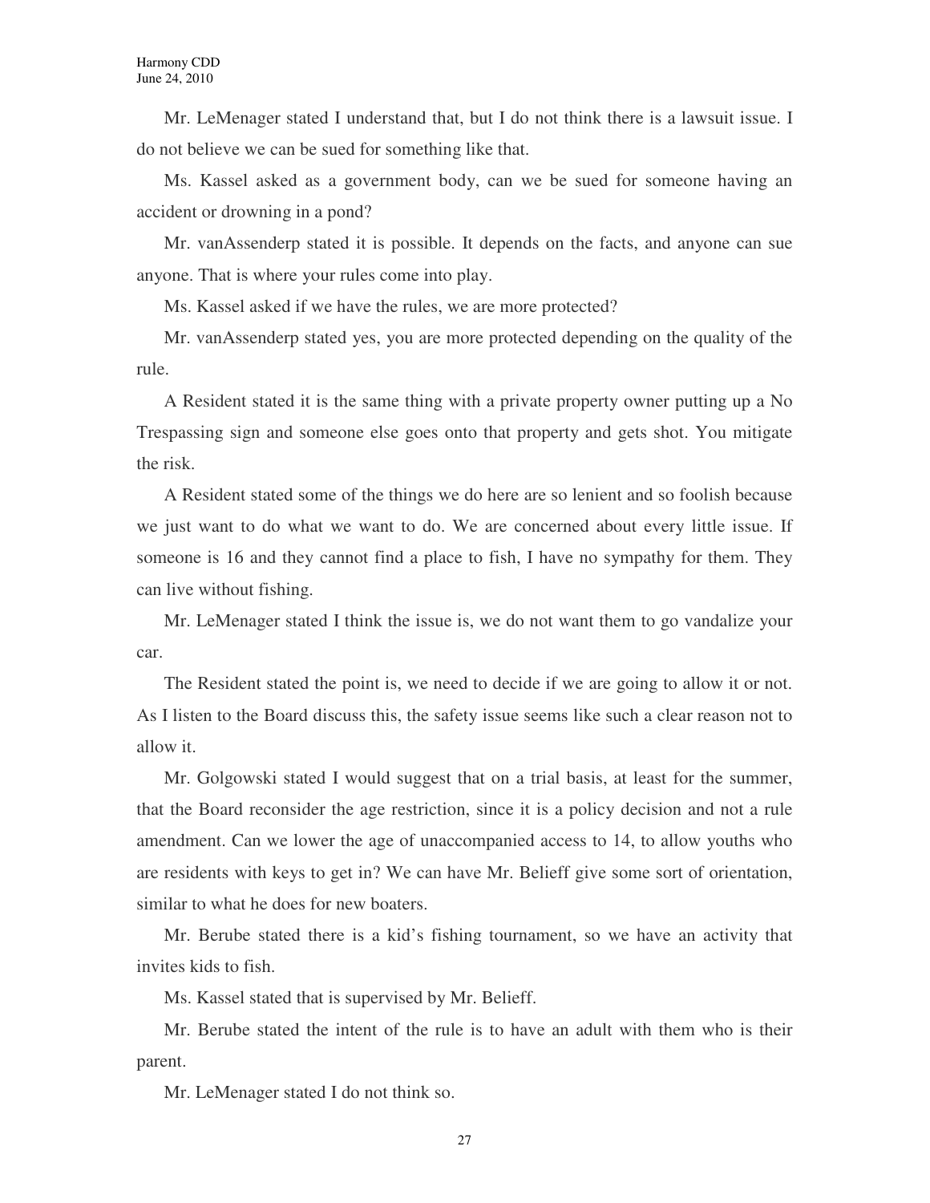Mr. LeMenager stated I understand that, but I do not think there is a lawsuit issue. I do not believe we can be sued for something like that.

Ms. Kassel asked as a government body, can we be sued for someone having an accident or drowning in a pond?

Mr. vanAssenderp stated it is possible. It depends on the facts, and anyone can sue anyone. That is where your rules come into play.

Ms. Kassel asked if we have the rules, we are more protected?

Mr. vanAssenderp stated yes, you are more protected depending on the quality of the rule.

A Resident stated it is the same thing with a private property owner putting up a No Trespassing sign and someone else goes onto that property and gets shot. You mitigate the risk.

A Resident stated some of the things we do here are so lenient and so foolish because we just want to do what we want to do. We are concerned about every little issue. If someone is 16 and they cannot find a place to fish, I have no sympathy for them. They can live without fishing.

Mr. LeMenager stated I think the issue is, we do not want them to go vandalize your car.

The Resident stated the point is, we need to decide if we are going to allow it or not. As I listen to the Board discuss this, the safety issue seems like such a clear reason not to allow it.

Mr. Golgowski stated I would suggest that on a trial basis, at least for the summer, that the Board reconsider the age restriction, since it is a policy decision and not a rule amendment. Can we lower the age of unaccompanied access to 14, to allow youths who are residents with keys to get in? We can have Mr. Belieff give some sort of orientation, similar to what he does for new boaters.

Mr. Berube stated there is a kid's fishing tournament, so we have an activity that invites kids to fish.

Ms. Kassel stated that is supervised by Mr. Belieff.

Mr. Berube stated the intent of the rule is to have an adult with them who is their parent.

Mr. LeMenager stated I do not think so.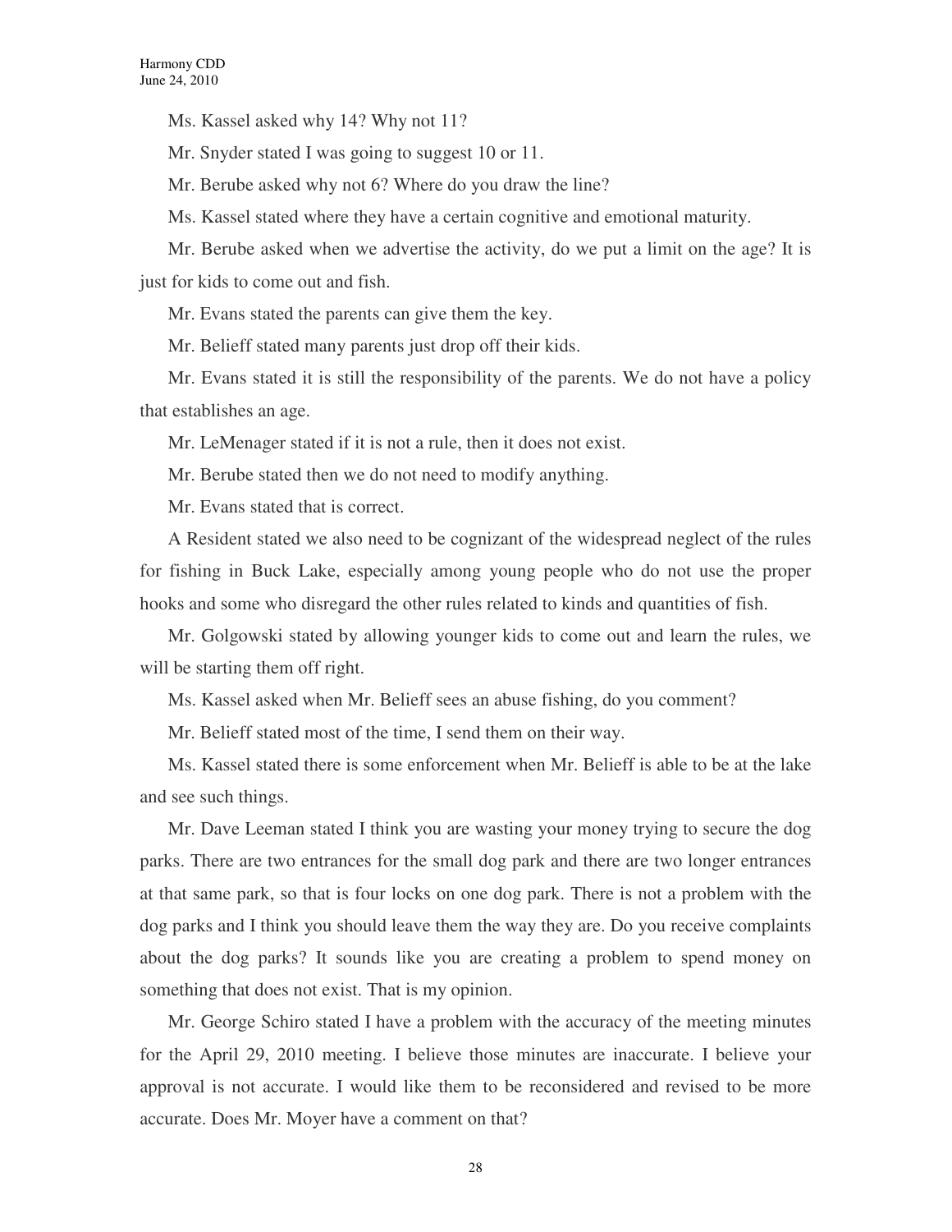Ms. Kassel asked why 14? Why not 11?

Mr. Snyder stated I was going to suggest 10 or 11.

Mr. Berube asked why not 6? Where do you draw the line?

Ms. Kassel stated where they have a certain cognitive and emotional maturity.

Mr. Berube asked when we advertise the activity, do we put a limit on the age? It is just for kids to come out and fish.

Mr. Evans stated the parents can give them the key.

Mr. Belieff stated many parents just drop off their kids.

Mr. Evans stated it is still the responsibility of the parents. We do not have a policy that establishes an age.

Mr. LeMenager stated if it is not a rule, then it does not exist.

Mr. Berube stated then we do not need to modify anything.

Mr. Evans stated that is correct.

A Resident stated we also need to be cognizant of the widespread neglect of the rules for fishing in Buck Lake, especially among young people who do not use the proper hooks and some who disregard the other rules related to kinds and quantities of fish.

Mr. Golgowski stated by allowing younger kids to come out and learn the rules, we will be starting them off right.

Ms. Kassel asked when Mr. Belieff sees an abuse fishing, do you comment?

Mr. Belieff stated most of the time, I send them on their way.

Ms. Kassel stated there is some enforcement when Mr. Belieff is able to be at the lake and see such things.

Mr. Dave Leeman stated I think you are wasting your money trying to secure the dog parks. There are two entrances for the small dog park and there are two longer entrances at that same park, so that is four locks on one dog park. There is not a problem with the dog parks and I think you should leave them the way they are. Do you receive complaints about the dog parks? It sounds like you are creating a problem to spend money on something that does not exist. That is my opinion.

Mr. George Schiro stated I have a problem with the accuracy of the meeting minutes for the April 29, 2010 meeting. I believe those minutes are inaccurate. I believe your approval is not accurate. I would like them to be reconsidered and revised to be more accurate. Does Mr. Moyer have a comment on that?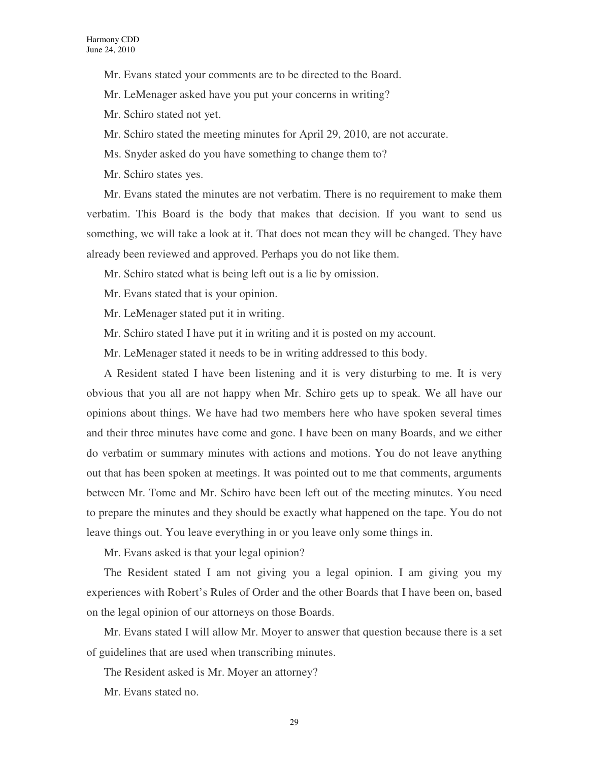Mr. Evans stated your comments are to be directed to the Board.

Mr. LeMenager asked have you put your concerns in writing?

Mr. Schiro stated not yet.

Mr. Schiro stated the meeting minutes for April 29, 2010, are not accurate.

Ms. Snyder asked do you have something to change them to?

Mr. Schiro states yes.

Mr. Evans stated the minutes are not verbatim. There is no requirement to make them verbatim. This Board is the body that makes that decision. If you want to send us something, we will take a look at it. That does not mean they will be changed. They have already been reviewed and approved. Perhaps you do not like them.

Mr. Schiro stated what is being left out is a lie by omission.

Mr. Evans stated that is your opinion.

Mr. LeMenager stated put it in writing.

Mr. Schiro stated I have put it in writing and it is posted on my account.

Mr. LeMenager stated it needs to be in writing addressed to this body.

A Resident stated I have been listening and it is very disturbing to me. It is very obvious that you all are not happy when Mr. Schiro gets up to speak. We all have our opinions about things. We have had two members here who have spoken several times and their three minutes have come and gone. I have been on many Boards, and we either do verbatim or summary minutes with actions and motions. You do not leave anything out that has been spoken at meetings. It was pointed out to me that comments, arguments between Mr. Tome and Mr. Schiro have been left out of the meeting minutes. You need to prepare the minutes and they should be exactly what happened on the tape. You do not leave things out. You leave everything in or you leave only some things in.

Mr. Evans asked is that your legal opinion?

The Resident stated I am not giving you a legal opinion. I am giving you my experiences with Robert's Rules of Order and the other Boards that I have been on, based on the legal opinion of our attorneys on those Boards.

Mr. Evans stated I will allow Mr. Moyer to answer that question because there is a set of guidelines that are used when transcribing minutes.

The Resident asked is Mr. Moyer an attorney?

Mr. Evans stated no.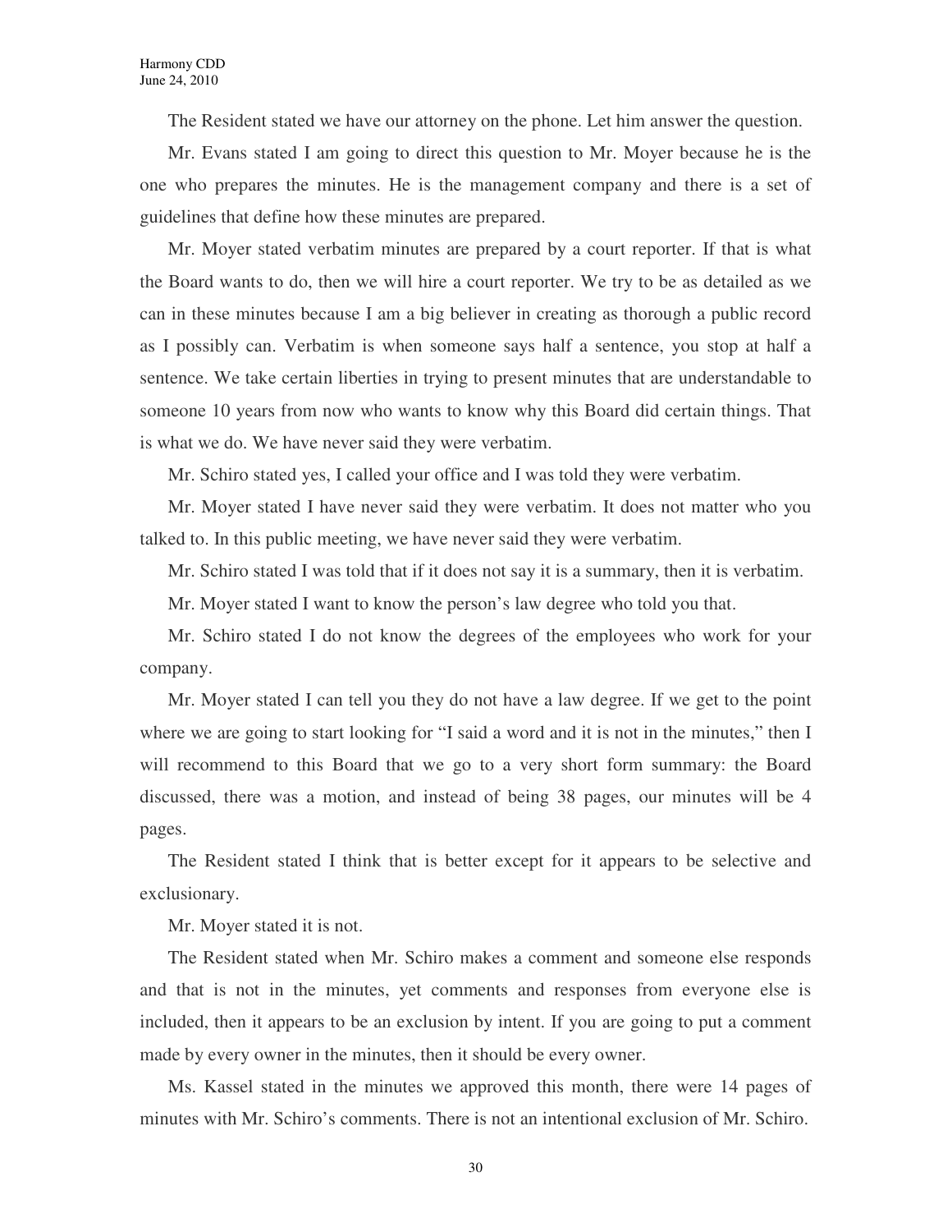The Resident stated we have our attorney on the phone. Let him answer the question.

Mr. Evans stated I am going to direct this question to Mr. Moyer because he is the one who prepares the minutes. He is the management company and there is a set of guidelines that define how these minutes are prepared.

Mr. Moyer stated verbatim minutes are prepared by a court reporter. If that is what the Board wants to do, then we will hire a court reporter. We try to be as detailed as we can in these minutes because I am a big believer in creating as thorough a public record as I possibly can. Verbatim is when someone says half a sentence, you stop at half a sentence. We take certain liberties in trying to present minutes that are understandable to someone 10 years from now who wants to know why this Board did certain things. That is what we do. We have never said they were verbatim.

Mr. Schiro stated yes, I called your office and I was told they were verbatim.

Mr. Moyer stated I have never said they were verbatim. It does not matter who you talked to. In this public meeting, we have never said they were verbatim.

Mr. Schiro stated I was told that if it does not say it is a summary, then it is verbatim.

Mr. Moyer stated I want to know the person's law degree who told you that.

Mr. Schiro stated I do not know the degrees of the employees who work for your company.

Mr. Moyer stated I can tell you they do not have a law degree. If we get to the point where we are going to start looking for "I said a word and it is not in the minutes," then I will recommend to this Board that we go to a very short form summary: the Board discussed, there was a motion, and instead of being 38 pages, our minutes will be 4 pages.

The Resident stated I think that is better except for it appears to be selective and exclusionary.

Mr. Moyer stated it is not.

The Resident stated when Mr. Schiro makes a comment and someone else responds and that is not in the minutes, yet comments and responses from everyone else is included, then it appears to be an exclusion by intent. If you are going to put a comment made by every owner in the minutes, then it should be every owner.

Ms. Kassel stated in the minutes we approved this month, there were 14 pages of minutes with Mr. Schiro's comments. There is not an intentional exclusion of Mr. Schiro.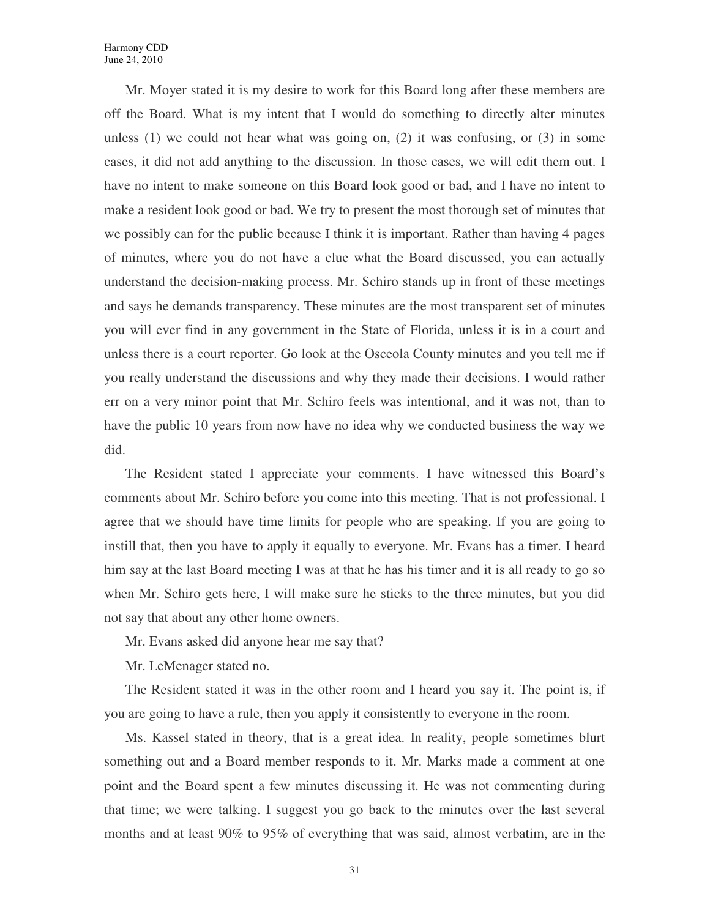Mr. Moyer stated it is my desire to work for this Board long after these members are off the Board. What is my intent that I would do something to directly alter minutes unless (1) we could not hear what was going on, (2) it was confusing, or (3) in some cases, it did not add anything to the discussion. In those cases, we will edit them out. I have no intent to make someone on this Board look good or bad, and I have no intent to make a resident look good or bad. We try to present the most thorough set of minutes that we possibly can for the public because I think it is important. Rather than having 4 pages of minutes, where you do not have a clue what the Board discussed, you can actually understand the decision-making process. Mr. Schiro stands up in front of these meetings and says he demands transparency. These minutes are the most transparent set of minutes you will ever find in any government in the State of Florida, unless it is in a court and unless there is a court reporter. Go look at the Osceola County minutes and you tell me if you really understand the discussions and why they made their decisions. I would rather err on a very minor point that Mr. Schiro feels was intentional, and it was not, than to have the public 10 years from now have no idea why we conducted business the way we did.

The Resident stated I appreciate your comments. I have witnessed this Board's comments about Mr. Schiro before you come into this meeting. That is not professional. I agree that we should have time limits for people who are speaking. If you are going to instill that, then you have to apply it equally to everyone. Mr. Evans has a timer. I heard him say at the last Board meeting I was at that he has his timer and it is all ready to go so when Mr. Schiro gets here, I will make sure he sticks to the three minutes, but you did not say that about any other home owners.

Mr. Evans asked did anyone hear me say that?

Mr. LeMenager stated no.

The Resident stated it was in the other room and I heard you say it. The point is, if you are going to have a rule, then you apply it consistently to everyone in the room.

Ms. Kassel stated in theory, that is a great idea. In reality, people sometimes blurt something out and a Board member responds to it. Mr. Marks made a comment at one point and the Board spent a few minutes discussing it. He was not commenting during that time; we were talking. I suggest you go back to the minutes over the last several months and at least 90% to 95% of everything that was said, almost verbatim, are in the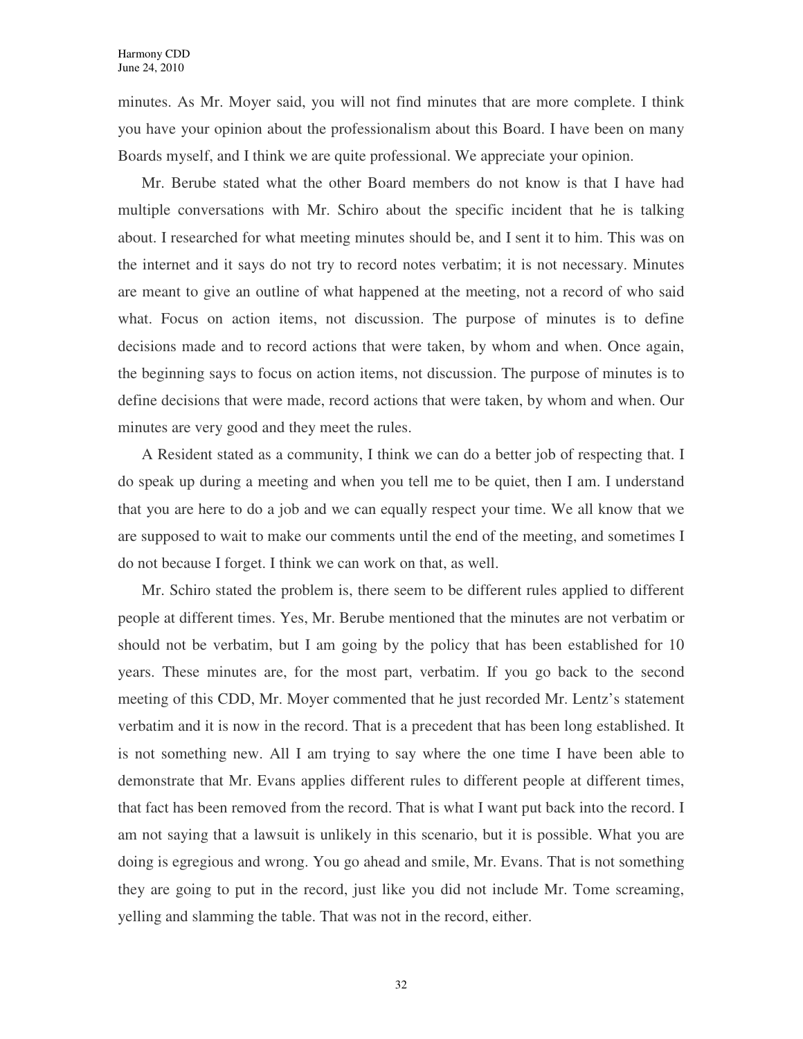minutes. As Mr. Moyer said, you will not find minutes that are more complete. I think you have your opinion about the professionalism about this Board. I have been on many Boards myself, and I think we are quite professional. We appreciate your opinion.

Mr. Berube stated what the other Board members do not know is that I have had multiple conversations with Mr. Schiro about the specific incident that he is talking about. I researched for what meeting minutes should be, and I sent it to him. This was on the internet and it says do not try to record notes verbatim; it is not necessary. Minutes are meant to give an outline of what happened at the meeting, not a record of who said what. Focus on action items, not discussion. The purpose of minutes is to define decisions made and to record actions that were taken, by whom and when. Once again, the beginning says to focus on action items, not discussion. The purpose of minutes is to define decisions that were made, record actions that were taken, by whom and when. Our minutes are very good and they meet the rules.

A Resident stated as a community, I think we can do a better job of respecting that. I do speak up during a meeting and when you tell me to be quiet, then I am. I understand that you are here to do a job and we can equally respect your time. We all know that we are supposed to wait to make our comments until the end of the meeting, and sometimes I do not because I forget. I think we can work on that, as well.

Mr. Schiro stated the problem is, there seem to be different rules applied to different people at different times. Yes, Mr. Berube mentioned that the minutes are not verbatim or should not be verbatim, but I am going by the policy that has been established for 10 years. These minutes are, for the most part, verbatim. If you go back to the second meeting of this CDD, Mr. Moyer commented that he just recorded Mr. Lentz's statement verbatim and it is now in the record. That is a precedent that has been long established. It is not something new. All I am trying to say where the one time I have been able to demonstrate that Mr. Evans applies different rules to different people at different times, that fact has been removed from the record. That is what I want put back into the record. I am not saying that a lawsuit is unlikely in this scenario, but it is possible. What you are doing is egregious and wrong. You go ahead and smile, Mr. Evans. That is not something they are going to put in the record, just like you did not include Mr. Tome screaming, yelling and slamming the table. That was not in the record, either.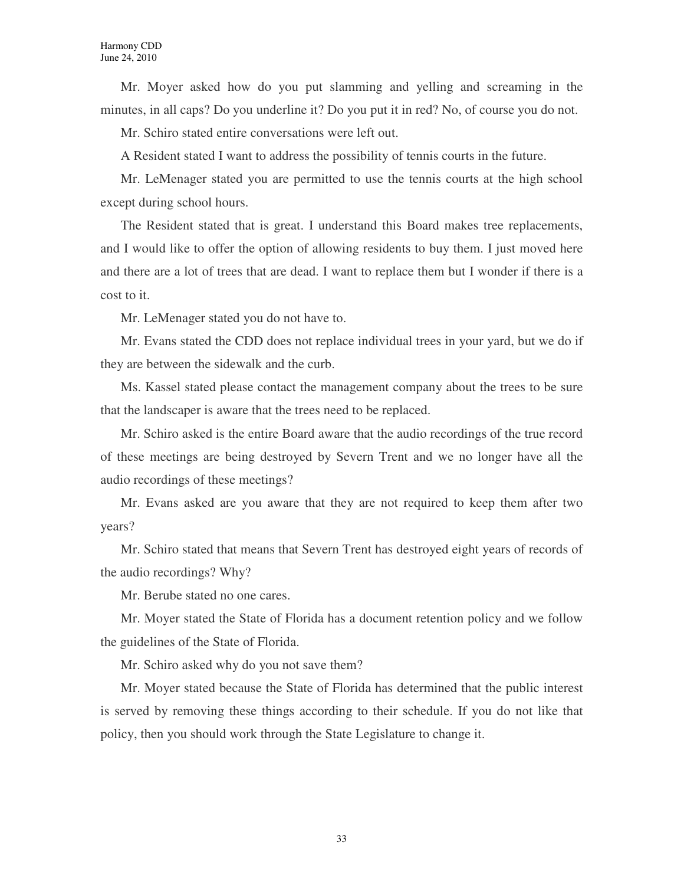Mr. Moyer asked how do you put slamming and yelling and screaming in the minutes, in all caps? Do you underline it? Do you put it in red? No, of course you do not.

Mr. Schiro stated entire conversations were left out.

A Resident stated I want to address the possibility of tennis courts in the future.

Mr. LeMenager stated you are permitted to use the tennis courts at the high school except during school hours.

The Resident stated that is great. I understand this Board makes tree replacements, and I would like to offer the option of allowing residents to buy them. I just moved here and there are a lot of trees that are dead. I want to replace them but I wonder if there is a cost to it.

Mr. LeMenager stated you do not have to.

Mr. Evans stated the CDD does not replace individual trees in your yard, but we do if they are between the sidewalk and the curb.

Ms. Kassel stated please contact the management company about the trees to be sure that the landscaper is aware that the trees need to be replaced.

Mr. Schiro asked is the entire Board aware that the audio recordings of the true record of these meetings are being destroyed by Severn Trent and we no longer have all the audio recordings of these meetings?

Mr. Evans asked are you aware that they are not required to keep them after two years?

Mr. Schiro stated that means that Severn Trent has destroyed eight years of records of the audio recordings? Why?

Mr. Berube stated no one cares.

Mr. Moyer stated the State of Florida has a document retention policy and we follow the guidelines of the State of Florida.

Mr. Schiro asked why do you not save them?

Mr. Moyer stated because the State of Florida has determined that the public interest is served by removing these things according to their schedule. If you do not like that policy, then you should work through the State Legislature to change it.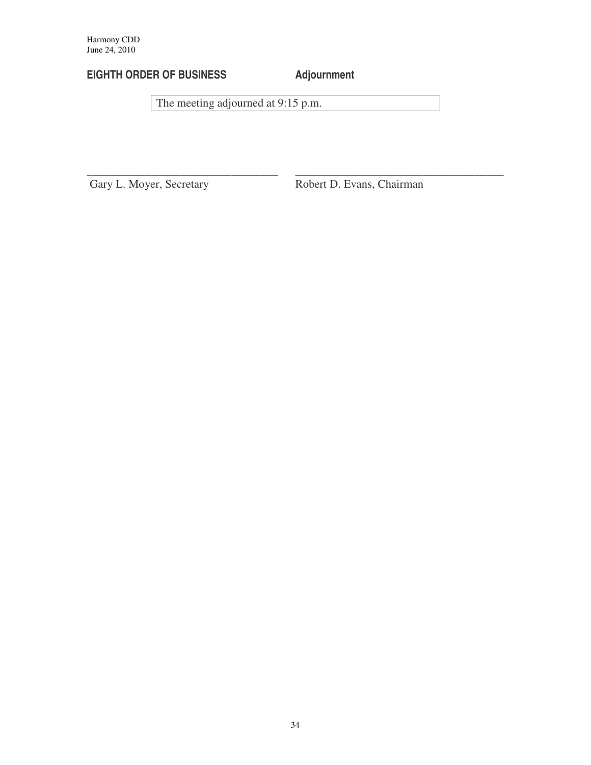**EIGHTH ORDER OF BUSINESS** **Adjournment**

The meeting adjourned at 9:15 p.m.

\_\_\_\_\_\_\_\_\_\_\_\_\_\_\_\_\_\_\_\_\_\_\_\_\_\_\_\_\_\_\_\_\_\_ \_\_\_\_\_\_\_\_\_\_\_\_\_\_\_\_\_\_\_\_\_\_\_\_\_\_\_\_\_\_\_\_\_\_\_\_\_

Gary L. Moyer, Secretary Robert D. Evans, Chairman